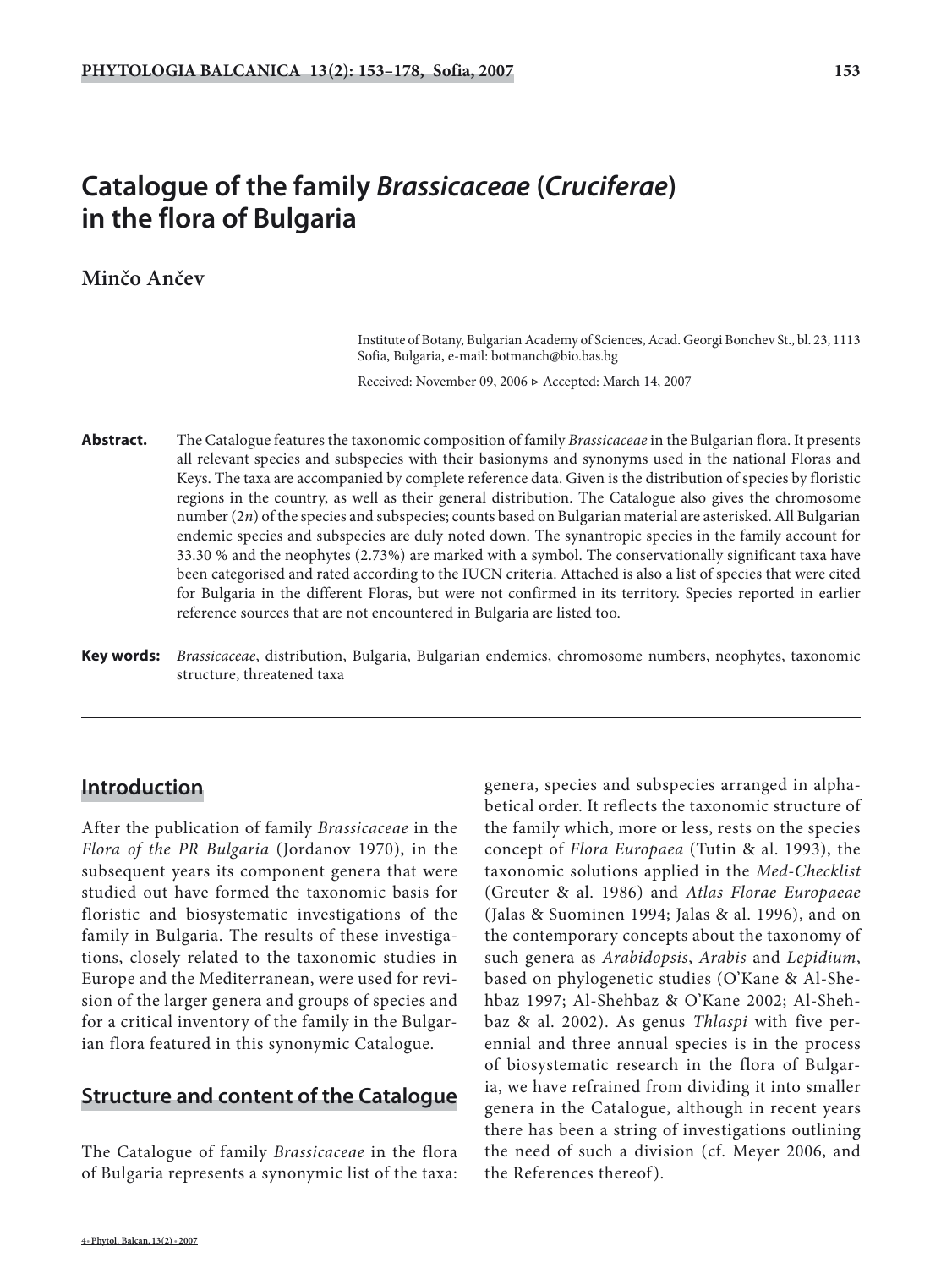# Catalogue of the family *Brassicaceae* (*Cruciferae*) in the flora of Bulgaria

**Minčo Ančev**

Institute of Botany, Bulgarian Academy of Sciences, Acad. Georgi Bonchev St., bl. 23, 1113 Sofia, Bulgaria, e-mail: botmanch@bio.bas.bg

Received: November 09, 2006 ▷ Accepted: March 14, 2007

**Abstract.** The Catalogue features the taxonomic composition of family *Brassicaceae* in the Bulgarian flora. It presents all relevant species and subspecies with their basionyms and synonyms used in the national Floras and Keys. The taxa are accompanied by complete reference data. Given is the distribution of species by floristic regions in the country, as well as their general distribution. The Catalogue also gives the chromosome number (2*n*) of the species and subspecies; counts based on Bulgarian material are asterisked. All Bulgarian endemic species and subspecies are duly noted down. The synantropic species in the family account for 33.30 % and the neophytes (2.73%) are marked with a symbol. The conservationally significant taxa have been categorised and rated according to the IUCN criteria. Attached is also a list of species that were cited for Bulgaria in the different Floras, but were not confirmed in its territory. Species reported in earlier reference sources that are not encountered in Bulgaria are listed too.

**Key words:** *Brassicaceae*, distribution, Bulgaria, Bulgarian endemics, chromosome numbers, neophytes, taxonomic structure, threatened taxa

## Introduction

After the publication of family *Brassicaceae* in the *Flora of the PR Bulgaria* (Jordanov 1970), in the subsequent years its component genera that were studied out have formed the taxonomic basis for floristic and biosystematic investigations of the family in Bulgaria. The results of these investigations, closely related to the taxonomic studies in Europe and the Mediterranean, were used for revision of the larger genera and groups of species and for a critical inventory of the family in the Bulgarian flora featured in this synonymic Catalogue.

## Structure and content of the Catalogue

The Catalogue of family *Brassicaceae* in the flora of Bulgaria represents a synonymic list of the taxa: genera, species and subspecies arranged in alphabetical order. It reflects the taxonomic structure of the family which, more or less, rests on the species concept of *Flora Europaea* (Tutin & al. 1993), the taxonomic solutions applied in the *Med-Checklist* (Greuter & al. 1986) and *Atlas Florae Europaeae* (Jalas & Suominen 1994; Jalas & al. 1996), and on the contemporary concepts about the taxonomy of such genera as *Arabidopsis*, *Arabis* and *Lepidium*, based on phylogenetic studies (O'Kane & Al-Shehbaz 1997; Al-Shehbaz & O'Kane 2002; Al-Shehbaz & al. 2002). As genus *Thlaspi* with five perennial and three annual species is in the process of biosystematic research in the flora of Bulgaria, we have refrained from dividing it into smaller genera in the Catalogue, although in recent years there has been a string of investigations outlining the need of such a division (cf. Meyer 2006, and the References thereof).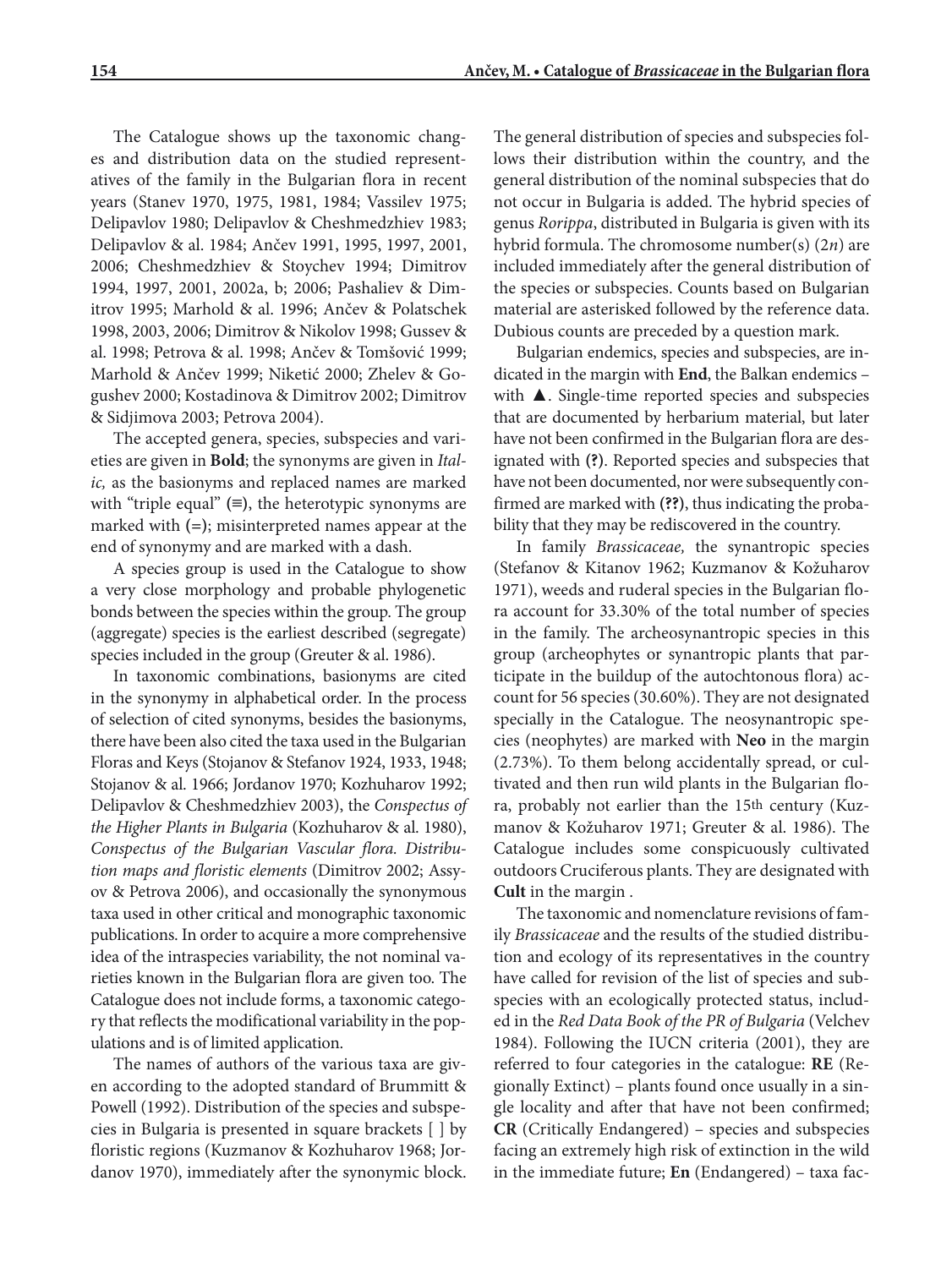The Catalogue shows up the taxonomic changes and distribution data on the studied representatives of the family in the Bulgarian flora in recent years (Stanev 1970, 1975, 1981, 1984; Vassilev 1975; Delipavlov 1980; Delipavlov & Cheshmedzhiev 1983; Delipavlov & al. 1984; Ančev 1991, 1995, 1997, 2001, 2006; Cheshmedzhiev & Stoychev 1994; Dimitrov 1994, 1997, 2001, 2002a, b; 2006; Pashaliev & Dimitrov 1995; Marhold & al. 1996; Ančev & Polatschek 1998, 2003, 2006; Dimitrov & Nikolov 1998; Gussev & al. 1998; Petrova & al. 1998; Ančev & Tomšović 1999; Marhold & Ančev 1999; Niketić 2000; Zhelev & Gogushev 2000; Kostadinova & Dimitrov 2002; Dimitrov & Sidjimova 2003; Petrova 2004).

The accepted genera, species, subspecies and varieties are given in **Bold**; the synonyms are given in *Italic,* as the basionyms and replaced names are marked with "triple equal" **(≡)**, the heterotypic synonyms are marked with **(=)**; misinterpreted names appear at the end of synonymy and are marked with a dash.

A species group is used in the Catalogue to show a very close morphology and probable phylogenetic bonds between the species within the group. The group (aggregate) species is the earliest described (segregate) species included in the group (Greuter & al. 1986).

In taxonomic combinations, basionyms are cited in the synonymy in alphabetical order. In the process of selection of cited synonyms, besides the basionyms, there have been also cited the taxa used in the Bulgarian Floras and Keys (Stojanov & Stefanov 1924, 1933, 1948; Stojanov & al. 1966; Jordanov 1970; Kozhuharov 1992; Delipavlov & Cheshmedzhiev 2003), the *Conspectus of the Higher Plants in Bulgaria* (Kozhuharov & al. 1980), *Conspectus of the Bulgarian Vascular flora. Distribution maps and floristic elements* (Dimitrov 2002; Assyov & Petrova 2006), and occasionally the synonymous taxa used in other critical and monographic taxonomic publications. In order to acquire a more comprehensive idea of the intraspecies variability, the not nominal varieties known in the Bulgarian flora are given too. The Catalogue does not include forms, a taxonomic category that reflects the modificational variability in the populations and is of limited application.

The names of authors of the various taxa are given according to the adopted standard of Brummitt & Powell (1992). Distribution of the species and subspecies in Bulgaria is presented in square brackets [ ] by floristic regions (Kuzmanov & Kozhuharov 1968; Jordanov 1970), immediately after the synonymic block. The general distribution of species and subspecies follows their distribution within the country, and the general distribution of the nominal subspecies that do not occur in Bulgaria is added. The hybrid species of genus *Rorippa*, distributed in Bulgaria is given with its hybrid formula. The chromosome number(s) ($2n$) are included immediately after the general distribution of the species or subspecies. Counts based on Bulgarian material are asterisked followed by the reference data. Dubious counts are preceded by a question mark.

Bulgarian endemics, species and subspecies, are indicated in the margin with **End**, the Balkan endemics – with **▲**. Single-time reported species and subspecies that are documented by herbarium material, but later have not been confirmed in the Bulgarian flora are designated with **(?)**. Reported species and subspecies that have not been documented, nor were subsequently confirmed are marked with **(??)**, thus indicating the probability that they may be rediscovered in the country.

In family *Brassicaceae,* the synantropic species (Stefanov & Kitanov 1962; Kuzmanov & Kožuharov 1971), weeds and ruderal species in the Bulgarian flora account for 33.30% of the total number of species in the family. The archeosynantropic species in this group (archeophytes or synantropic plants that participate in the buildup of the autochtonous flora) account for 56 species (30.60%). They are not designated specially in the Catalogue. The neosynantropic species (neophytes) are marked with **Neo** in the margin (2.73%). To them belong accidentally spread, or cultivated and then run wild plants in the Bulgarian flora, probably not earlier than the 15th century (Kuzmanov & Kožuharov 1971; Greuter & al. 1986). The Catalogue includes some conspicuously cultivated outdoors Cruciferous plants. They are designated with **Cult** in the margin .

The taxonomic and nomenclature revisions of family *Brassicaceae* and the results of the studied distribution and ecology of its representatives in the country have called for revision of the list of species and subspecies with an ecologically protected status, included in the *Red Data Book of the PR of Bulgaria* (Velchev 1984). Following the IUCN criteria (2001), they are referred to four categories in the catalogue: **RE** (Regionally Extinct) – plants found once usually in a single locality and after that have not been confirmed; **CR** (Critically Endangered) – species and subspecies facing an extremely high risk of extinction in the wild in the immediate future; **En** (Endangered) – taxa fac-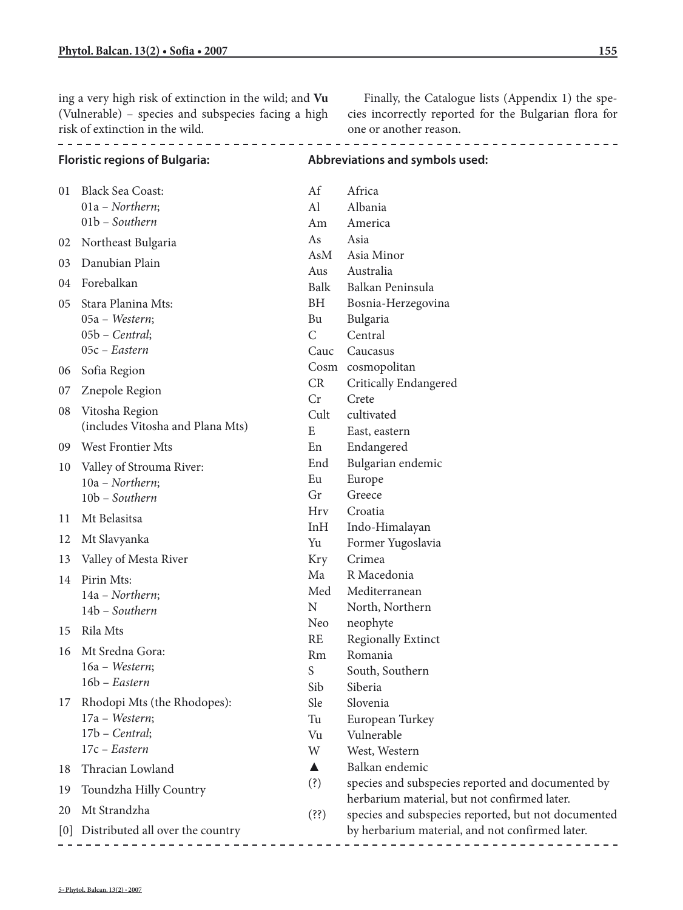ing a very high risk of extinction in the wild; and **Vu** (Vulnerable) – species and subspecies facing a high risk of extinction in the wild.

Finally, the Catalogue lists (Appendix 1) the species incorrectly reported for the Bulgarian flora for one or another reason.

**Floristic regions of Bulgaria:**

- 01 Black Sea Coast:
  - 01a – *Northern*;
  - 01b – *Southern*
- 02 Northeast Bulgaria
- 03 Danubian Plain
- 04 Forebalkan
- 05 Stara Planina Mts:
  - 05a – *Western*;
  - 05b – *Central*;
  - 05c – *Eastern*
- 06 Sofia Region
- 07 Znepole Region
- 08 Vitosha Region (includes Vitosha and Plana Mts)
- 09 West Frontier Mts
- 10 Valley of Strouma River:
  - 10a – *Northern*;
  - 10b – *Southern*
- 11 Mt Belasitsa
- 12 Mt Slavyanka
- 13 Valley of Mesta River
- 14 Pirin Mts:
  - 14a – *Northern*;
  - 14b – *Southern*
- 15 Rila Mts
- 16 Mt Sredna Gora:
  - 16a – *Western*;
  - 16b – *Eastern*
- 17 Rhodopi Mts (the Rhodopes):
  - 17a – *Western*;
  - 17b – *Central*;
  - 17c – *Eastern*
- 18 Thracian Lowland
- 19 Toundzha Hilly Country
- 20 Mt Strandzha
- [0] Distributed all over the country

**Abbreviations and symbols used:**

| | |
|---|---|
| Af | Africa |
| Al | Albania |
| Am | America |
| As | Asia |
| AsM | Asia Minor |
| Aus | Australia |
| Balk | Balkan Peninsula |
| BH | Bosnia-Herzegovina |
| Bu | Bulgaria |
| C | Central |
| Cauc | Caucasus |
| Cosm | cosmopolitan |
| CR | Critically Endangered |
| Cr | Crete |
| Cult | cultivated |
| E | East, eastern |
| En | Endangered |
| End | Bulgarian endemic |
| Eu | Europe |
| Gr | Greece |
| Hrv | Croatia |
| InH | Indo-Himalayan |
| Yu | Former Yugoslavia |
| Kry | Crimea |
| Ma | R Macedonia |
| Med | Mediterranean |
| N | North, Northern |
| Neo | neophyte |
| RE | Regionally Extinct |
| Rm | Romania |
| S | South, Southern |
| Sib | Siberia |
| Sle | Slovenia |
| Tu | European Turkey |
| Vu | Vulnerable |
| W | West, Western |
| ▲ | Balkan endemic |
| (?) | species and subspecies reported and documented by herbarium material, but not confirmed later. |
| (??) | species and subspecies reported, but not documented by herbarium material, and not confirmed later. |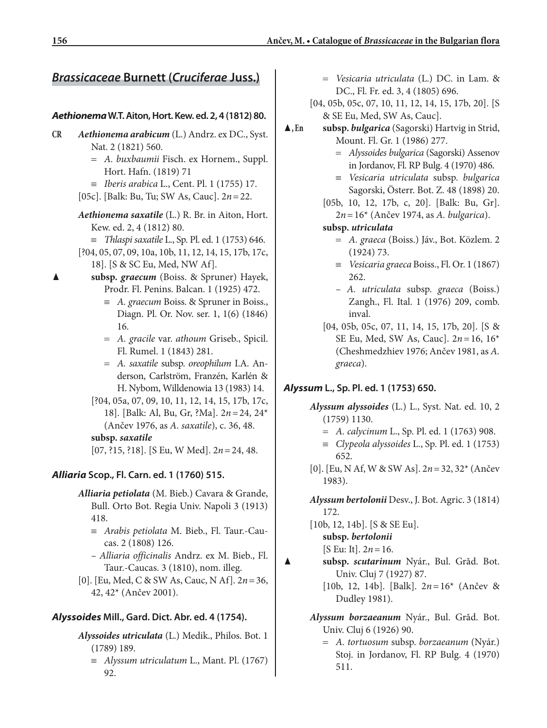## *Brassicaceae* Burnett (*Cruciferae* Juss.)

### *Aethionema* W.T. Aiton, Hort. Kew. ed. 2, 4 (1812) 80.

**CR** ***Aethionema arabicum*** (L.) Andrz. ex DC., Syst. Nat. 2 (1821) 560.

= *A. buxbaumii* Fisch. ex Hornem., Suppl. Hort. Hafn. (1819) 71

≡ *Iberis arabica* L., Cent. Pl. 1 (1755) 17.

[05c]. [Balk: Bu, Tu; SW As, Cauc]. $2n = 22$.

***Aethionema saxatile*** (L.) R. Br. in Aiton, Hort. Kew. ed. 2, 4 (1812) 80.

≡ *Thlaspi saxatile* L., Sp. Pl. ed. 1 (1753) 646.

[?04, 05, 07, 09, 10a, 10b, 11, 12, 14, 15, 17b, 17c, 18]. [S & SC Eu, Med, NW Af].

▲ **subsp. *graecum*** (Boiss. & Spruner) Hayek, Prodr. Fl. Penins. Balcan. 1 (1925) 472.

≡ *A. graecum* Boiss. & Spruner in Boiss., Diagn. Pl. Or. Nov. ser. 1, 1(6) (1846) 16.

= *A. gracile* var. *athoum* Griseb., Spicil. Fl. Rumel. 1 (1843) 281.

= *A. saxatile* subsp. *oreophilum* I.A. Anderson, Carlström, Franzén, Karlén & H. Nybom, Willdenowia 13 (1983) 14.

[?04, 05a, 07, 09, 10, 11, 12, 14, 15, 17b, 17c, 18]. [Balk: Al, Bu, Gr, ?Ma]. $2n = 24, 24^*$ (Ančev 1976, as *A. saxatile*), c. 36, 48.

**subsp. *saxatile***

[07, ?15, ?18]. [S Eu, W Med]. $2n = 24, 48$.

### *Alliaria* Scop., Fl. Carn. ed. 1 (1760) 515.

***Alliaria petiolata*** (M. Bieb.) Cavara & Grande, Bull. Orto Bot. Regia Univ. Napoli 3 (1913) 418.

≡ *Arabis petiolata* M. Bieb., Fl. Taur.-Caucas. 2 (1808) 126.

– *Alliaria officinalis* Andrz. ex M. Bieb., Fl. Taur.-Caucas. 3 (1810), nom. illeg.

[0]. [Eu, Med, C & SW As, Cauc, N Af]. $2n = 36, 42, 42^*$ (Ančev 2001).

### *Alyssoides* Mill., Gard. Dict. Abr. ed. 4 (1754).

***Alyssoides utriculata*** (L.) Medik., Philos. Bot. 1 (1789) 189.

≡ *Alyssum utriculatum* L., Mant. Pl. (1767) 92.

= *Vesicaria utriculata* (L.) DC. in Lam. & DC., Fl. Fr. ed. 3, 4 (1805) 696.

[04, 05b, 05c, 07, 10, 11, 12, 14, 15, 17b, 20]. [S & SE Eu, Med, SW As, Cauc].

▲, **En** **subsp. *bulgarica*** (Sagorski) Hartvig in Strid, Mount. Fl. Gr. 1 (1986) 277.

= *Alyssoides bulgarica* (Sagorski) Assenov in Jordanov, Fl. RP Bulg. 4 (1970) 486.

≡ *Vesicaria utriculata* subsp. *bulgarica* Sagorski, Österr. Bot. Z. 48 (1898) 20.

[05b, 10, 12, 17b, c, 20]. [Balk: Bu, Gr]. $2n = 16^*$ (Ančev 1974, as *A. bulgarica*).

**subsp. *utriculata***

= *A. graeca* (Boiss.) Jáv., Bot. Közlem. 2 (1924) 73.

≡ *Vesicaria graeca* Boiss., Fl. Or. 1 (1867) 262.

– *A. utriculata* subsp. *graeca* (Boiss.) Zangh., Fl. Ital. 1 (1976) 209, comb. inval.

[04, 05b, 05c, 07, 11, 14, 15, 17b, 20]. [S & SE Eu, Med, SW As, Cauc]. $2n = 16, 16^*$ (Cheshmedzhiev 1976; Ančev 1981, as *A. graeca*).

### *Alyssum* L., Sp. Pl. ed. 1 (1753) 650.

***Alyssum alyssoides*** (L.) L., Syst. Nat. ed. 10, 2 (1759) 1130.

= *A. calycinum* L., Sp. Pl. ed. 1 (1763) 908.

≡ *Clypeola alyssoides* L., Sp. Pl. ed. 1 (1753) 652.

[0]. [Eu, N Af, W & SW As]. $2n = 32, 32^*$ (Ančev 1983).

***Alyssum bertolonii*** Desv., J. Bot. Agric. 3 (1814) 172.

[10b, 12, 14b]. [S & SE Eu].

**subsp. *bertolonii***

[S Eu: It]. $2n = 16$.

▲ **subsp. *scutarinum*** Nyár., Bul. Grăd. Bot. Univ. Cluj 7 (1927) 87.

[10b, 12, 14b]. [Balk]. $2n = 16^*$ (Ančev & Dudley 1981).

***Alyssum borzaeanum*** Nyár., Bul. Grăd. Bot. Univ. Cluj 6 (1926) 90.

= *A. tortuosum* subsp. *borzaeanum* (Nyár.) Stoj. in Jordanov, Fl. RP Bulg. 4 (1970) 511.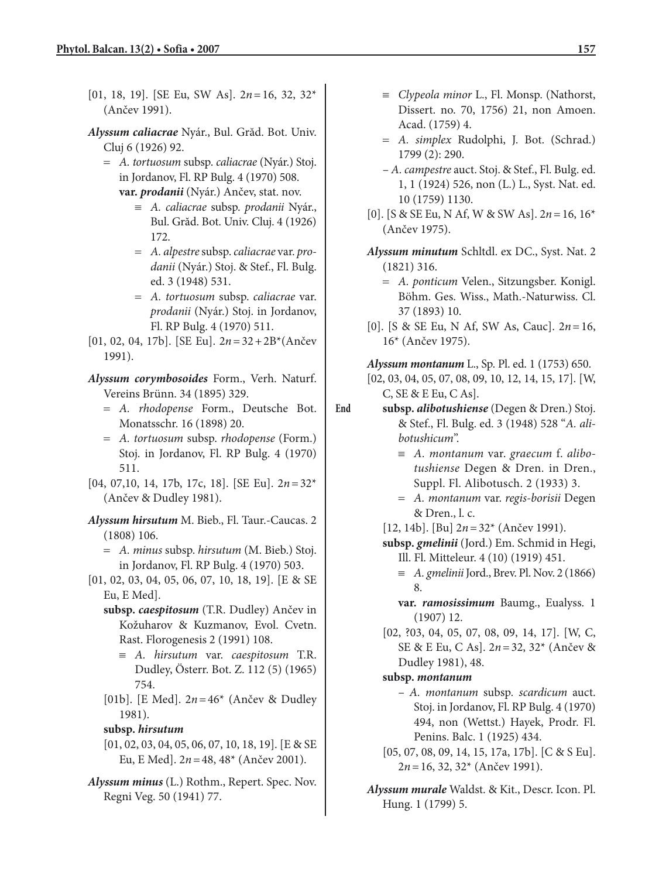[01, 18, 19]. [SE Eu, SW As]. $2n = 16, 32, 32^*$ (487ev 1991).

***Alyssum caliacrae*** Nyár., Bul. Grăd. Bot. Univ. Cluj 6 (1926) 92.

= *A. tortuosum* subsp. *caliacrae* (Nyár.) Stoj. in Jordanov, Fl. RP Bulg. 4 (1970) 508.

**var. *prodanii*** (Nyár.) Ančev, stat. nov.

≡ *A. caliacrae* subsp. *prodanii* Nyár., Bul. Grăd. Bot. Univ. Cluj. 4 (1926) 172.

= *A. alpestre* subsp. *caliacrae* var. *prodanii* (Nyár.) Stoj. & Stef., Fl. Bulg. ed. 3 (1948) 531.

= *A. tortuosum* subsp. *caliacrae* var. *prodanii* (Nyár.) Stoj. in Jordanov, Fl. RP Bulg. 4 (1970) 511.

[01, 02, 04, 17b]. [SE Eu]. $2n = 32 + 2B^*$ (Ančev 1991).

***Alyssum corymbosoides*** Form., Verh. Naturf. Vereins Brünn. 34 (1895) 329.

= *A. rhodopense* Form., Deutsche Bot. Monatsschr. 16 (1898) 20.

= *A. tortuosum* subsp. *rhodopense* (Form.) Stoj. in Jordanov, Fl. RP Bulg. 4 (1970) 511.

[04, 07,10, 14, 17b, 17c, 18]. [SE Eu]. $2n = 32^*$ (Ančev & Dudley 1981).

***Alyssum hirsutum*** M. Bieb., Fl. Taur.-Caucas. 2 (1808) 106.

= *A. minus* subsp. *hirsutum* (M. Bieb.) Stoj. in Jordanov, Fl. RP Bulg. 4 (1970) 503.

[01, 02, 03, 04, 05, 06, 07, 10, 18, 19]. [E & SE Eu, E Med].

**subsp. *caespitosum*** (T.R. Dudley) Ančev in Kožuharov & Kuzmanov, Evol. Cvetn. Rast. Florogenesis 2 (1991) 108.

≡ *A. hirsutum* var. *caespitosum* T.R. Dudley, Österr. Bot. Z. 112 (5) (1965) 754.

[01b]. [E Med]. $2n = 46^*$ (Ančev & Dudley 1981).

**subsp. *hirsutum***

[01, 02, 03, 04, 05, 06, 07, 10, 18, 19]. [E & SE Eu, E Med]. $2n = 48, 48^*$ (Ančev 2001).

***Alyssum minus*** (L.) Rothm., Repert. Spec. Nov. Regni Veg. 50 (1941) 77.

≡ *Clypeola minor* L., Fl. Monsp. (Nathorst, Dissert. no. 70, 1756) 21, non Amoen. Acad. (1759) 4.

= *A. simplex* Rudolphi, J. Bot. (Schrad.) 1799 (2): 290.

– *A. campestre* auct. Stoj. & Stef., Fl. Bulg. ed. 1, 1 (1924) 526, non (L.) L., Syst. Nat. ed. 10 (1759) 1130.

[0]. [S & SE Eu, N Af, W & SW As]. $2n = 16, 16^*$ (Ančev 1975).

***Alyssum minutum*** Schltdl. ex DC., Syst. Nat. 2 (1821) 316.

= *A. ponticum* Velen., Sitzungsber. Konigl. Böhm. Ges. Wiss., Math.-Naturwiss. Cl. 37 (1893) 10.

[0]. [S & SE Eu, N Af, SW As, Cauc]. $2n = 16, 16^*$ (Ančev 1975).

***Alyssum montanum*** L., Sp. Pl. ed. 1 (1753) 650.

[02, 03, 04, 05, 07, 08, 09, 10, 12, 14, 15, 17]. [W, C, SE & E Eu, C As].

End **subsp. *alibotushiense*** (Degen & Dren.) Stoj. & Stef., Fl. Bulg. ed. 3 (1948) 528 "*A. alibotushicum*".

≡ *A. montanum* var. *graecum* f. *alibotushiense* Degen & Dren. in Dren., Suppl. Fl. Alibotusch. 2 (1933) 3.

= *A. montanum* var. *regis-borisii* Degen & Dren., l. c.

[12, 14b]. [Bu] $2n = 32^*$ (Ančev 1991).

**subsp. *gmelinii*** (Jord.) Em. Schmid in Hegi, Ill. Fl. Mitteleur. 4 (10) (1919) 451.

≡ *A. gmelinii* Jord., Brev. Pl. Nov. 2 (1866) 8.

**var. *ramosissimum*** Baumg., Eualyss. 1 (1907) 12.

[02, ?03, 04, 05, 07, 08, 09, 14, 17]. [W, C, SE & E Eu, C As]. $2n = 32, 32^*$ (Ančev & Dudley 1981), 48.

**subsp. *montanum***

– *A. montanum* subsp. *scardicum* auct. Stoj. in Jordanov, Fl. RP Bulg. 4 (1970) 494, non (Wettst.) Hayek, Prodr. Fl. Penins. Balc. 1 (1925) 434.

[05, 07, 08, 09, 14, 15, 17a, 17b]. [C & S Eu]. $2n = 16, 32, 32^*$ (Ančev 1991).

***Alyssum murale*** Waldst. & Kit., Descr. Icon. Pl. Hung. 1 (1799) 5.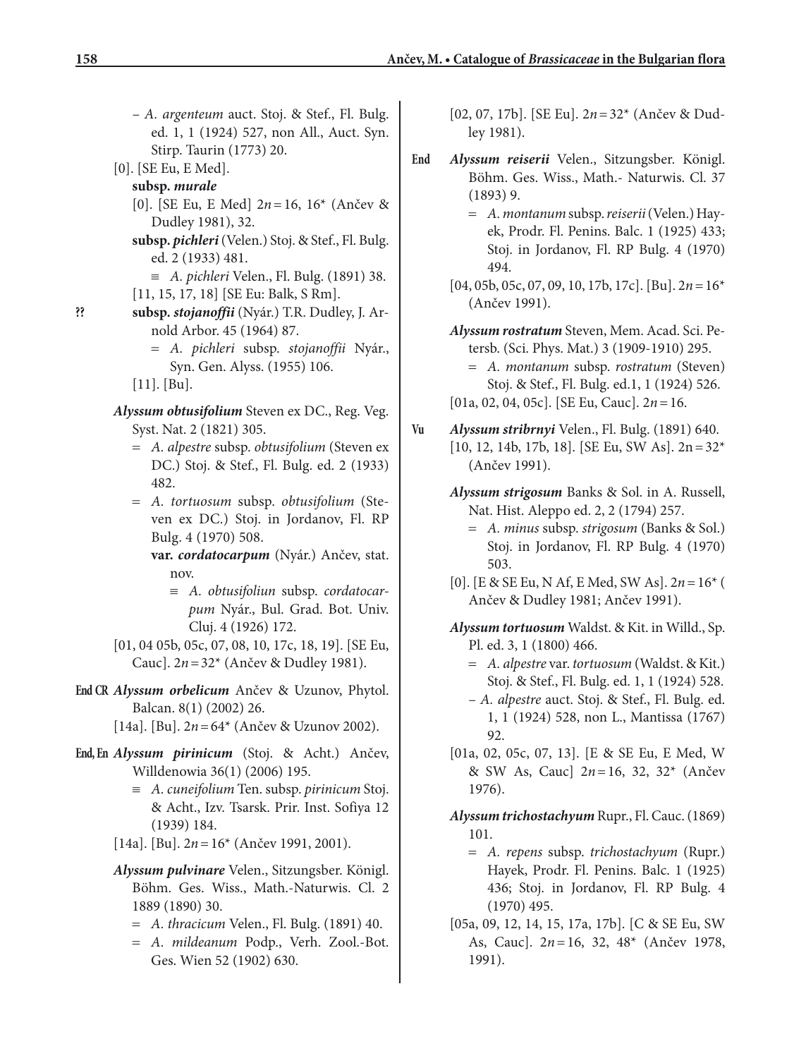– *A. argenteum* auct. Stoj. & Stef., Fl. Bulg. ed. 1, 1 (1924) 527, non All., Auct. Syn. Stirp. Taurin (1773) 20.

[0]. [SE Eu, E Med].

**subsp. *murale***

[0]. [SE Eu, E Med] $2n = 16$, 16* (Ančev & Dudley 1981), 32.

**subsp. *pichleri*** (Velen.) Stoj. & Stef., Fl. Bulg. ed. 2 (1933) 481.

≡ *A. pichleri* Velen., Fl. Bulg. (1891) 38.

[11, 15, 17, 18] [SE Eu: Balk, S Rm].

**??** **subsp. *stojanoffii*** (Nyár.) T.R. Dudley, J. Arnold Arbor. 45 (1964) 87.

= *A. pichleri* subsp. *stojanoffii* Nyár., Syn. Gen. Alyss. (1955) 106.

[11]. [Bu].

***Alyssum obtusifolium*** Steven ex DC., Reg. Veg. Syst. Nat. 2 (1821) 305.

= *A. alpestre* subsp. *obtusifolium* (Steven ex DC.) Stoj. & Stef., Fl. Bulg. ed. 2 (1933) 482.

= *A. tortuosum* subsp. *obtusifolium* (Steven ex DC.) Stoj. in Jordanov, Fl. RP Bulg. 4 (1970) 508.

**var. *cordatocarpum*** (Nyár.) Ančev, stat. nov.

≡ *A. obtusifoliun* subsp. *cordatocarpum* Nyár., Bul. Grad. Bot. Univ. Cluj. 4 (1926) 172.

[01, 04 05b, 05c, 07, 08, 10, 17c, 18, 19]. [SE Eu, Cauc]. $2n = 32$* (Ančev & Dudley 1981).

**End CR** ***Alyssum orbelicum*** Ančev & Uzunov, Phytol. Balcan. 8(1) (2002) 26.

[14a]. [Bu]. $2n = 64$* (Ančev & Uzunov 2002).

**End, En** ***Alyssum pirinicum*** (Stoj. & Acht.) Ančev, Willdenowia 36(1) (2006) 195.

≡ *A. cuneifolium* Ten. subsp. *pirinicum* Stoj. & Acht., Izv. Tsarsk. Prir. Inst. Sofiya 12 (1939) 184.

[14a]. [Bu]. $2n = 16$* (Ančev 1991, 2001).

***Alyssum pulvinare*** Velen., Sitzungsber. Königl. Böhm. Ges. Wiss., Math.-Naturwis. Cl. 2 1889 (1890) 30.

= *A. thracicum* Velen., Fl. Bulg. (1891) 40.

= *A. mildeanum* Podp., Verh. Zool.-Bot. Ges. Wien 52 (1902) 630.

[02, 07, 17b]. [SE Eu]. $2n = 32$* (Ančev & Dudley 1981).

**End** ***Alyssum reiserii*** Velen., Sitzungsber. Königl. Böhm. Ges. Wiss., Math.- Naturwis. Cl. 37 (1893) 9.

= *A. montanum* subsp. *reiserii* (Velen.) Hayek, Prodr. Fl. Penins. Balc. 1 (1925) 433; Stoj. in Jordanov, Fl. RP Bulg. 4 (1970) 494.

[04, 05b, 05c, 07, 09, 10, 17b, 17c]. [Bu]. $2n = 16$* (Ančev 1991).

***Alyssum rostratum*** Steven, Mem. Acad. Sci. Petersb. (Sci. Phys. Mat.) 3 (1909-1910) 295.

= *A. montanum* subsp. *rostratum* (Steven) Stoj. & Stef., Fl. Bulg. ed.1, 1 (1924) 526.

[01a, 02, 04, 05c]. [SE Eu, Cauc]. $2n = 16$.

**Vu** ***Alyssum stribrnyi*** Velen., Fl. Bulg. (1891) 640.

[10, 12, 14b, 17b, 18]. [SE Eu, SW As]. $2n = 32$* (Ančev 1991).

***Alyssum strigosum*** Banks & Sol. in A. Russell, Nat. Hist. Aleppo ed. 2, 2 (1794) 257.

= *A. minus* subsp. *strigosum* (Banks & Sol.) Stoj. in Jordanov, Fl. RP Bulg. 4 (1970) 503.

[0]. [E & SE Eu, N Af, E Med, SW As]. $2n = 16$* ( Ančev & Dudley 1981; Ančev 1991).

***Alyssum tortuosum*** Waldst. & Kit. in Willd., Sp. Pl. ed. 3, 1 (1800) 466.

= *A. alpestre* var. *tortuosum* (Waldst. & Kit.) Stoj. & Stef., Fl. Bulg. ed. 1, 1 (1924) 528.

– *A. alpestre* auct. Stoj. & Stef., Fl. Bulg. ed. 1, 1 (1924) 528, non L., Mantissa (1767) 92.

[01a, 02, 05c, 07, 13]. [E & SE Eu, E Med, W & SW As, Cauc] $2n = 16$, 32, 32* (Ančev 1976).

***Alyssum trichostachyum*** Rupr., Fl. Cauc. (1869) 101.

= *A. repens* subsp. *trichostachyum* (Rupr.) Hayek, Prodr. Fl. Penins. Balc. 1 (1925) 436; Stoj. in Jordanov, Fl. RP Bulg. 4 (1970) 495.

[05a, 09, 12, 14, 15, 17a, 17b]. [C & SE Eu, SW As, Cauc]. $2n = 16$, 32, 48* (Ančev 1978, 1991).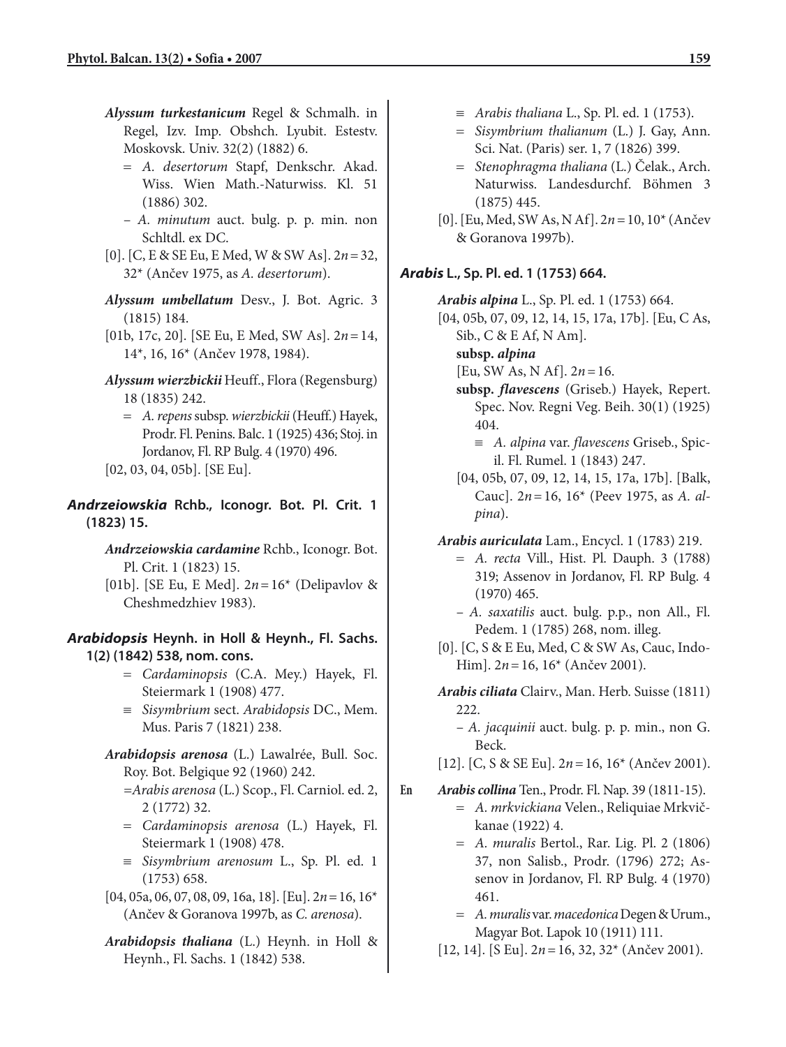***Alyssum turkestanicum*** Regel & Schmalh. in Regel, Izv. Imp. Obshch. Lyubit. Estestv. Moskovsk. Univ. 32(2) (1882) 6.

= *A. desertorum* Stapf, Denkschr. Akad. Wiss. Wien Math.-Naturwiss. Kl. 51 (1886) 302.

– *A. minutum* auct. bulg. p. p. min. non Schltdl. ex DC.

[0]. [C, E & SE Eu, E Med, W & SW As]. $2n = 32$, 32* (Ančev 1975, as *A. desertorum*).

***Alyssum umbellatum*** Desv., J. Bot. Agric. 3 (1815) 184.

[01b, 17c, 20]. [SE Eu, E Med, SW As]. $2n = 14$, 14*, 16, 16* (Ančev 1978, 1984).

***Alyssum wierzbickii*** Heuff., Flora (Regensburg) 18 (1835) 242.

= *A. repens* subsp. *wierzbickii* (Heuff.) Hayek, Prodr. Fl. Penins. Balc. 1 (1925) 436; Stoj. in Jordanov, Fl. RP Bulg. 4 (1970) 496.

[02, 03, 04, 05b]. [SE Eu].

### ***Andrzeiowskia*** Rchb., Iconogr. Bot. Pl. Crit. 1 (1823) 15.

***Andrzeiowskia cardamine*** Rchb., Iconogr. Bot. Pl. Crit. 1 (1823) 15.

[01b]. [SE Eu, E Med]. $2n = 16$* (Delipavlov & Cheshmedzhiev 1983).

### ***Arabidopsis*** Heynh. in Holl & Heynh., Fl. Sachs. 1(2) (1842) 538, nom. cons.

= *Cardaminopsis* (C.A. Mey.) Hayek, Fl. Steiermark 1 (1908) 477.

≡ *Sisymbrium* sect. *Arabidopsis* DC., Mem. Mus. Paris 7 (1821) 238.

***Arabidopsis arenosa*** (L.) Lawalrée, Bull. Soc. Roy. Bot. Belgique 92 (1960) 242.

=*Arabis arenosa* (L.) Scop., Fl. Carniol. ed. 2, 2 (1772) 32.

= *Cardaminopsis arenosa* (L.) Hayek, Fl. Steiermark 1 (1908) 478.

≡ *Sisymbrium arenosum* L., Sp. Pl. ed. 1 (1753) 658.

[04, 05a, 06, 07, 08, 09, 16a, 18]. [Eu]. $2n = 16$, 16* (Ančev & Goranova 1997b, as *C. arenosa*).

***Arabidopsis thaliana*** (L.) Heynh. in Holl & Heynh., Fl. Sachs. 1 (1842) 538.

≡ *Arabis thaliana* L., Sp. Pl. ed. 1 (1753).

= *Sisymbrium thalianum* (L.) J. Gay, Ann. Sci. Nat. (Paris) ser. 1, 7 (1826) 399.

= *Stenophragma thaliana* (L.) Čelak., Arch. Naturwiss. Landesdurchf. Böhmen 3 (1875) 445.

[0]. [Eu, Med, SW As, N Af]. $2n = 10$, 10* (Ančev & Goranova 1997b).

### ***Arabis*** L., Sp. Pl. ed. 1 (1753) 664.

***Arabis alpina*** L., Sp. Pl. ed. 1 (1753) 664.

[04, 05b, 07, 09, 12, 14, 15, 17a, 17b]. [Eu, C As, Sib., C & E Af, N Am].

**subsp. *alpina***

[Eu, SW As, N Af]. $2n = 16$.

**subsp. *flavescens*** (Griseb.) Hayek, Repert. Spec. Nov. Regni Veg. Beih. 30(1) (1925) 404.

≡ *A. alpina* var. *flavescens* Griseb., Spicil. Fl. Rumel. 1 (1843) 247.

[04, 05b, 07, 09, 12, 14, 15, 17a, 17b]. [Balk, Cauc]. $2n = 16$, 16* (Peev 1975, as *A. alpina*).

***Arabis auriculata*** Lam., Encycl. 1 (1783) 219.

= *A. recta* Vill., Hist. Pl. Dauph. 3 (1788) 319; Assenov in Jordanov, Fl. RP Bulg. 4 (1970) 465.

– *A. saxatilis* auct. bulg. p.p., non All., Fl. Pedem. 1 (1785) 268, nom. illeg.

[0]. [C, S & E Eu, Med, C & SW As, Cauc, Indo-Him]. $2n = 16$, 16* (Ančev 2001).

***Arabis ciliata*** Clairv., Man. Herb. Suisse (1811) 222.

– *A. jacquinii* auct. bulg. p. p. min., non G. Beck.

[12]. [C, S & SE Eu]. $2n = 16$, 16* (Ančev 2001).

**En** ***Arabis collina*** Ten., Prodr. Fl. Nap. 39 (1811-15).

= *A. mrkvickiana* Velen., Reliquiae Mrkvičkanae (1922) 4.

= *A. muralis* Bertol., Rar. Lig. Pl. 2 (1806) 37, non Salisb., Prodr. (1796) 272; Assenov in Jordanov, Fl. RP Bulg. 4 (1970) 461.

= *A. muralis* var. *macedonica* Degen & Urum., Magyar Bot. Lapok 10 (1911) 111.

[12, 14]. [S Eu]. $2n = 16$, 32, 32* (Ančev 2001).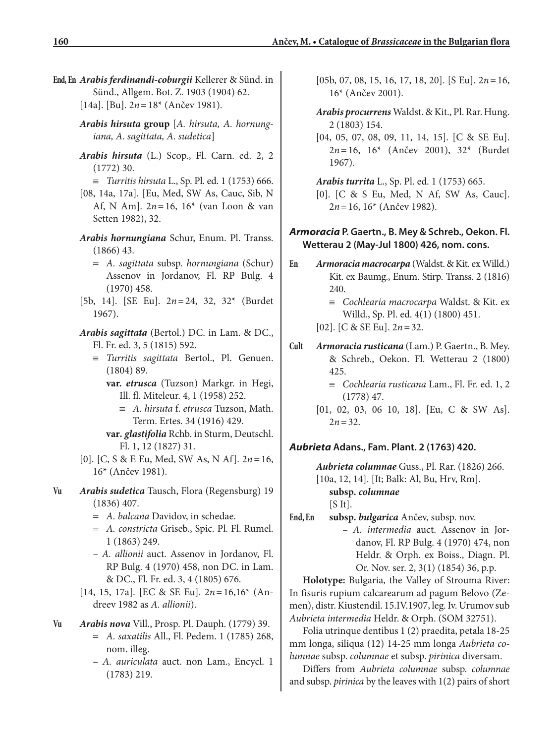End, En ***Arabis ferdinandi-coburgii*** Kellerer & Sünd. in Sünd., Allgem. Bot. Z. 1903 (1904) 62.
[14a]. [Bu]. $2n = 18$* (Ančev 1981).

***Arabis hirsuta* group** [*A. hirsuta, A. hornungiana, A. sagittata, A. sudetica*]

***Arabis hirsuta*** (L.) Scop., Fl. Carn. ed. 2, 2 (1772) 30.
≡ *Turritis hirsuta* L., Sp. Pl. ed. 1 (1753) 666.
[08, 14a, 17a]. [Eu, Med, SW As, Cauc, Sib, N Af, N Am]. $2n = 16$, 16* (van Loon & van Setten 1982), 32.

***Arabis hornungiana*** Schur, Enum. Pl. Transs. (1866) 43.
= *A. sagittata* subsp. *hornungiana* (Schur) Assenov in Jordanov, Fl. RP Bulg. 4 (1970) 458.
[5b, 14]. [SE Eu]. $2n = 24$, 32, 32* (Burdet 1967).

***Arabis sagittata*** (Bertol.) DC. in Lam. & DC., Fl. Fr. ed. 3, 5 (1815) 592.
≡ *Turritis sagittata* Bertol., Pl. Genuen. (1804) 89.
**var. *etrusca*** (Tuzson) Markgr. in Hegi, Ill. fl. Miteleur. 4, 1 (1958) 252.
≡ *A. hirsuta* f. *etrusca* Tuzson, Math. Term. Ertes. 34 (1916) 429.
**var. *glastifolia*** Rchb. in Sturm, Deutschl. Fl. 1, 12 (1827) 31.
[0]. [C, S & E Eu, Med, SW As, N Af]. $2n = 16$, 16* (Ančev 1981).

Vu ***Arabis sudetica*** Tausch, Flora (Regensburg) 19 (1836) 407.
= *A. balcana* Davidov, in schedae.
= *A. constricta* Griseb., Spic. Pl. Fl. Rumel. 1 (1863) 249.
– *A. allionii* auct. Assenov in Jordanov, Fl. RP Bulg. 4 (1970) 458, non DC. in Lam. & DC., Fl. Fr. ed. 3, 4 (1805) 676.
[14, 15, 17a]. [EC & SE Eu]. $2n = 16$,16* (Andreev 1982 as *A. allionii*).

Vu ***Arabis nova*** Vill., Prosp. Pl. Dauph. (1779) 39.
= *A. saxatilis* All., Fl. Pedem. 1 (1785) 268, nom. illeg.
– *A. auriculata* auct. non Lam., Encycl. 1 (1783) 219.
[05b, 07, 08, 15, 16, 17, 18, 20]. [S Eu]. $2n = 16$, 16* (Ančev 2001).

***Arabis procurrens*** Waldst. & Kit., Pl. Rar. Hung. 2 (1803) 154.
[04, 05, 07, 08, 09, 11, 14, 15]. [C & SE Eu]. $2n = 16$, 16* (Ančev 2001), 32* (Burdet 1967).

***Arabis turrita*** L., Sp. Pl. ed. 1 (1753) 665.
[0]. [C & S Eu, Med, N Af, SW As, Cauc]. $2n = 16$, 16* (Ančev 1982).

### *Armoracia* P. Gaertn., B. Mey & Schreb., Oekon. Fl. Wetterau 2 (May-Jul 1800) 426, nom. cons.

En ***Armoracia macrocarpa*** (Waldst. & Kit. ex Willd.) Kit. ex Baumg., Enum. Stirp. Transs. 2 (1816) 240.
≡ *Cochlearia macrocarpa* Waldst. & Kit. ex Willd., Sp. Pl. ed. 4(1) (1800) 451.
[02]. [C & SE Eu]. $2n = 32$.

Cult ***Armoracia rusticana*** (Lam.) P. Gaertn., B. Mey. & Schreb., Oekon. Fl. Wetterau 2 (1800) 425.
≡ *Cochlearia rusticana* Lam., Fl. Fr. ed. 1, 2 (1778) 47.
[01, 02, 03, 06 10, 18]. [Eu, C & SW As]. $2n = 32$.

### *Aubrieta* Adans., Fam. Plant. 2 (1763) 420.

***Aubrieta columnae*** Guss., Pl. Rar. (1826) 266.
[10a, 12, 14]. [It; Balk: Al, Bu, Hrv, Rm].
**subsp. *columnae***
[S It].

End, En **subsp. *bulgarica*** Ančev, subsp. nov.
– *A. intermedia* auct. Assenov in Jordanov, Fl. RP Bulg. 4 (1970) 474, non Heldr. & Orph. ex Boiss., Diagn. Pl. Or. Nov. ser. 2, 3(1) (1854) 36, p.p.

**Holotype:** Bulgaria, the Valley of Strouma River: In fisuris rupium calcarearum ad pagum Belovo (Zemen), distr. Kiustendil. 15.IV.1907, leg. Iv. Urumov sub *Aubrieta intermedia* Heldr. & Orph. (SOM 32751).

Folia utrinque dentibus 1 (2) praedita, petala 18-25 mm longa, siliqua (12) 14-25 mm longa *Aubrieta columnae* subsp. *columnae* et subsp. *pirinica* diversam.

Differs from *Aubrieta columnae* subsp. *columnae* and subsp. *pirinica* by the leaves with 1(2) pairs of short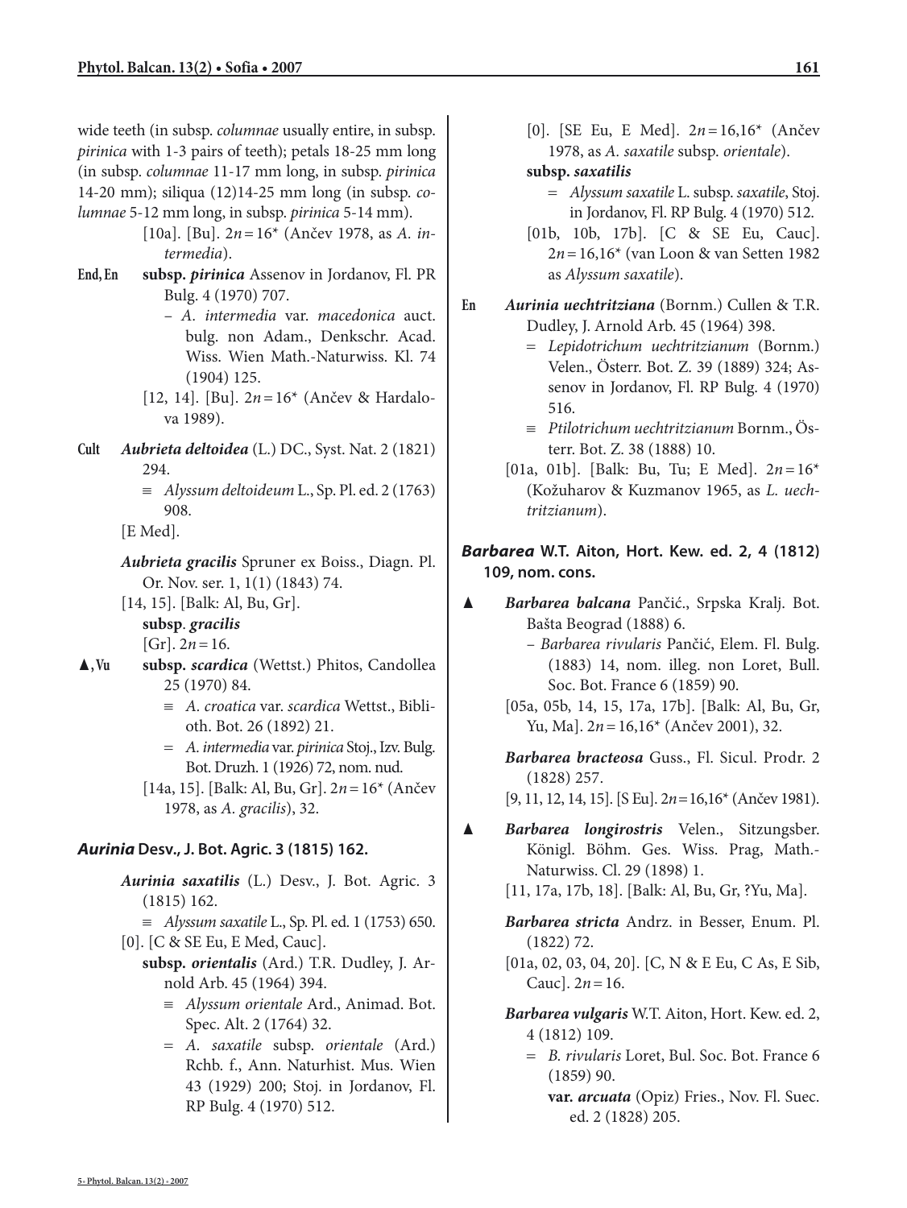wide teeth (in subsp. *columnae* usually entire, in subsp. *pirinica* with 1-3 pairs of teeth); petals 18-25 mm long (in subsp. *columnae* 11-17 mm long, in subsp. *pirinica* 14-20 mm); siliqua (12)14-25 mm long (in subsp. *columnae* 5-12 mm long, in subsp. *pirinica* 5-14 mm).

[10a]. [Bu]. $2n = 16$* (Ančev 1978, as *A. intermedia*).

End, En **subsp. *pirinica*** Assenov in Jordanov, Fl. PR Bulg. 4 (1970) 707.

– *A. intermedia* var. *macedonica* auct. bulg. non Adam., Denkschr. Acad. Wiss. Wien Math.-Naturwiss. Kl. 74 (1904) 125.

[12, 14]. [Bu]. $2n = 16$* (Ančev & Hardalova 1989).

Cult ***Aubrieta deltoidea*** (L.) DC., Syst. Nat. 2 (1821) 294.

≡ *Alyssum deltoideum* L., Sp. Pl. ed. 2 (1763) 908.

[E Med].

***Aubrieta gracilis*** Spruner ex Boiss., Diagn. Pl. Or. Nov. ser. 1, 1(1) (1843) 74.

[14, 15]. [Balk: Al, Bu, Gr].

**subsp. *gracilis***

[Gr]. $2n = 16$.

▲, Vu **subsp. *scardica*** (Wettst.) Phitos, Candollea 25 (1970) 84.

≡ *A. croatica* var. *scardica* Wettst., Biblioth. Bot. 26 (1892) 21.

= *A. intermedia* var. *pirinica* Stoj., Izv. Bulg. Bot. Druzh. 1 (1926) 72, nom. nud.

[14a, 15]. [Balk: Al, Bu, Gr]. $2n = 16$* (Ančev 1978, as *A. gracilis*), 32.

## *Aurinia* Desv., J. Bot. Agric. 3 (1815) 162.

***Aurinia saxatilis*** (L.) Desv., J. Bot. Agric. 3 (1815) 162.

≡ *Alyssum saxatile* L., Sp. Pl. ed. 1 (1753) 650.

[0]. [C & SE Eu, E Med, Cauc].

**subsp. *orientalis*** (Ard.) T.R. Dudley, J. Arnold Arb. 45 (1964) 394.

≡ *Alyssum orientale* Ard., Animad. Bot. Spec. Alt. 2 (1764) 32.

= *A. saxatile* subsp. *orientale* (Ard.) Rchb. f., Ann. Naturhist. Mus. Wien 43 (1929) 200; Stoj. in Jordanov, Fl. RP Bulg. 4 (1970) 512.

[0]. [SE Eu, E Med]. $2n = 16,16$* (Ančev 1978, as *A. saxatile* subsp. *orientale*).

**subsp. *saxatilis***

= *Alyssum saxatile* L. subsp. *saxatile*, Stoj. in Jordanov, Fl. RP Bulg. 4 (1970) 512.

[01b, 10b, 17b]. [C & SE Eu, Cauc]. $2n = 16,16$* (van Loon & van Setten 1982 as *Alyssum saxatile*).

En ***Aurinia uechtritziana*** (Bornm.) Cullen & T.R. Dudley, J. Arnold Arb. 45 (1964) 398.

= *Lepidotrichum uechtritzianum* (Bornm.) Velen., Österr. Bot. Z. 39 (1889) 324; Assenov in Jordanov, Fl. RP Bulg. 4 (1970) 516.

≡ *Ptilotrichum uechtritzianum* Bornm., Österr. Bot. Z. 38 (1888) 10.

[01a, 01b]. [Balk: Bu, Tu; E Med]. $2n = 16$* (Kožuharov & Kuzmanov 1965, as *L. uechtritzianum*).

## *Barbarea* W.T. Aiton, Hort. Kew. ed. 2, 4 (1812) 109, nom. cons.

▲ ***Barbarea balcana*** Pančić, Srpska Kralj. Bot. Bašta Beograd (1888) 6.

– *Barbarea rivularis* Pančić, Elem. Fl. Bulg. (1883) 14, nom. illeg. non Loret, Bull. Soc. Bot. France 6 (1859) 90.

[05a, 05b, 14, 15, 17a, 17b]. [Balk: Al, Bu, Gr, Yu, Ma]. $2n = 16,16$* (Ančev 2001), 32.

***Barbarea bracteosa*** Guss., Fl. Sicul. Prodr. 2 (1828) 257.

[9, 11, 12, 14, 15]. [S Eu]. $2n = 16,16$* (Ančev 1981).

▲ ***Barbarea longirostris*** Velen., Sitzungsber. Königl. Böhm. Ges. Wiss. Prag, Math.-Naturwiss. Cl. 29 (1898) 1.

[11, 17a, 17b, 18]. [Balk: Al, Bu, Gr, ?Yu, Ma].

***Barbarea stricta*** Andrz. in Besser, Enum. Pl. (1822) 72.

[01a, 02, 03, 04, 20]. [C, N & E Eu, C As, E Sib, Cauc]. $2n = 16$.

***Barbarea vulgaris*** W.T. Aiton, Hort. Kew. ed. 2, 4 (1812) 109.

= *B. rivularis* Loret, Bul. Soc. Bot. France 6 (1859) 90.

**var. *arcuata*** (Opiz) Fries., Nov. Fl. Suec. ed. 2 (1828) 205.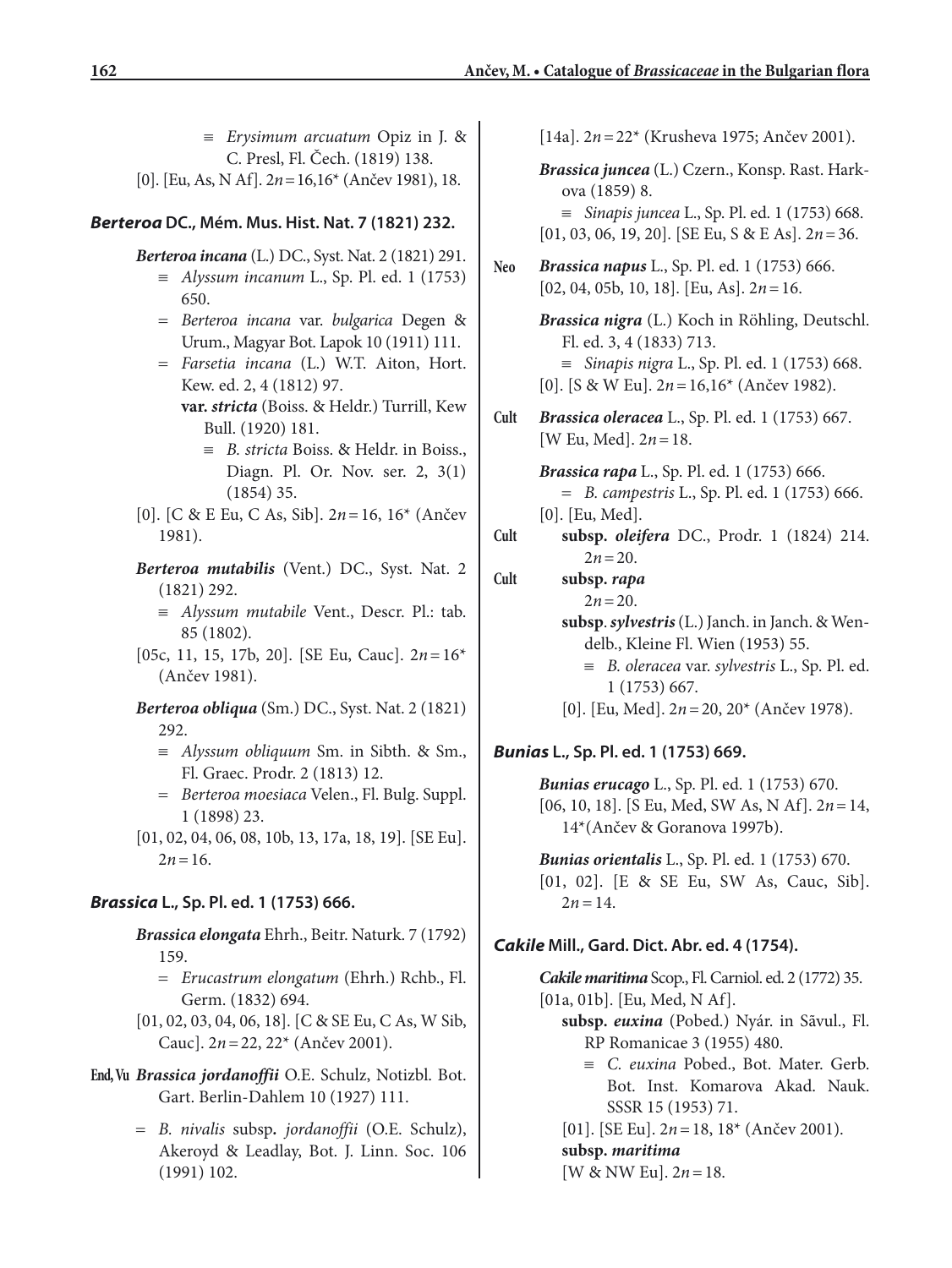≡ *Erysimum arcuatum* Opiz in J. & C. Presl, Fl. Čech. (1819) 138.

[0]. [Eu, As, N Af]. $2n = 16,16$* (Ančev 1981), 18.

### *Berteroa* DC., Mém. Mus. Hist. Nat. 7 (1821) 232.

***Berteroa incana*** (L.) DC., Syst. Nat. 2 (1821) 291.

≡ *Alyssum incanum* L., Sp. Pl. ed. 1 (1753) 650.

= *Berteroa incana* var. *bulgarica* Degen & Urum., Magyar Bot. Lapok 10 (1911) 111.

= *Farsetia incana* (L.) W.T. Aiton, Hort. Kew. ed. 2, 4 (1812) 97.

**var. *stricta*** (Boiss. & Heldr.) Turrill, Kew Bull. (1920) 181.

≡ *B. stricta* Boiss. & Heldr. in Boiss., Diagn. Pl. Or. Nov. ser. 2, 3(1) (1854) 35.

[0]. [C & E Eu, C As, Sib]. $2n = 16$, 16* (Ančev 1981).

***Berteroa mutabilis*** (Vent.) DC., Syst. Nat. 2 (1821) 292.

≡ *Alyssum mutabile* Vent., Descr. Pl.: tab. 85 (1802).

[05c, 11, 15, 17b, 20]. [SE Eu, Cauc]. $2n = 16$* (Ančev 1981).

***Berteroa obliqua*** (Sm.) DC., Syst. Nat. 2 (1821) 292.

≡ *Alyssum obliquum* Sm. in Sibth. & Sm., Fl. Graec. Prodr. 2 (1813) 12.

= *Berteroa moesiaca* Velen., Fl. Bulg. Suppl. 1 (1898) 23.

[01, 02, 04, 06, 08, 10b, 13, 17a, 18, 19]. [SE Eu]. $2n = 16$.

### *Brassica* L., Sp. Pl. ed. 1 (1753) 666.

***Brassica elongata*** Ehrh., Beitr. Naturk. 7 (1792) 159.

= *Erucastrum elongatum* (Ehrh.) Rchb., Fl. Germ. (1832) 694.

[01, 02, 03, 04, 06, 18]. [C & SE Eu, C As, W Sib, Cauc]. $2n = 22$, 22* (Ančev 2001).

End, Vu ***Brassica jordanoffii*** O.E. Schulz, Notizbl. Bot. Gart. Berlin-Dahlem 10 (1927) 111.

= *B. nivalis* subsp. *jordanoffii* (O.E. Schulz), Akeroyd & Leadlay, Bot. J. Linn. Soc. 106 (1991) 102.

[14a]. $2n = 22$* (Krusheva 1975; Ančev 2001).

***Brassica juncea*** (L.) Czern., Konsp. Rast. Harkova (1859) 8.

≡ *Sinapis juncea* L., Sp. Pl. ed. 1 (1753) 668.

[01, 03, 06, 19, 20]. [SE Eu, S & E As]. $2n = 36$.

Neo ***Brassica napus*** L., Sp. Pl. ed. 1 (1753) 666.

[02, 04, 05b, 10, 18]. [Eu, As]. $2n = 16$.

***Brassica nigra*** (L.) Koch in Röhling, Deutschl. Fl. ed. 3, 4 (1833) 713.

≡ *Sinapis nigra* L., Sp. Pl. ed. 1 (1753) 668.

[0]. [S & W Eu]. $2n = 16,16$* (Ančev 1982).

Cult ***Brassica oleracea*** L., Sp. Pl. ed. 1 (1753) 667.

[W Eu, Med]. $2n = 18$.

***Brassica rapa*** L., Sp. Pl. ed. 1 (1753) 666.

= *B. campestris* L., Sp. Pl. ed. 1 (1753) 666.

[0]. [Eu, Med].

Cult **subsp. *oleifera*** DC., Prodr. 1 (1824) 214.
$2n = 20$.

Cult **subsp. *rapa***
$2n = 20$.

**subsp. *sylvestris*** (L.) Janch. in Janch. & Wendelb., Kleine Fl. Wien (1953) 55.

≡ *B. oleracea* var. *sylvestris* L., Sp. Pl. ed. 1 (1753) 667.

[0]. [Eu, Med]. $2n = 20$, 20* (Ančev 1978).

### *Bunias* L., Sp. Pl. ed. 1 (1753) 669.

***Bunias erucago*** L., Sp. Pl. ed. 1 (1753) 670.

[06, 10, 18]. [S Eu, Med, SW As, N Af]. $2n = 14$, 14*(Ančev & Goranova 1997b).

***Bunias orientalis*** L., Sp. Pl. ed. 1 (1753) 670.

[01, 02]. [E & SE Eu, SW As, Cauc, Sib]. $2n = 14$.

### *Cakile* Mill., Gard. Dict. Abr. ed. 4 (1754).

***Cakile maritima*** Scop., Fl. Carniol. ed. 2 (1772) 35.

[01a, 01b]. [Eu, Med, N Af].

**subsp. *euxina*** (Pobed.) Nyár. in Săvul., Fl. RP Romanicae 3 (1955) 480.

≡ *C. euxina* Pobed., Bot. Mater. Gerb. Bot. Inst. Komarova Akad. Nauk. SSSR 15 (1953) 71.

[01]. [SE Eu]. $2n = 18$, 18* (Ančev 2001).

**subsp. *maritima***

[W & NW Eu]. $2n = 18$.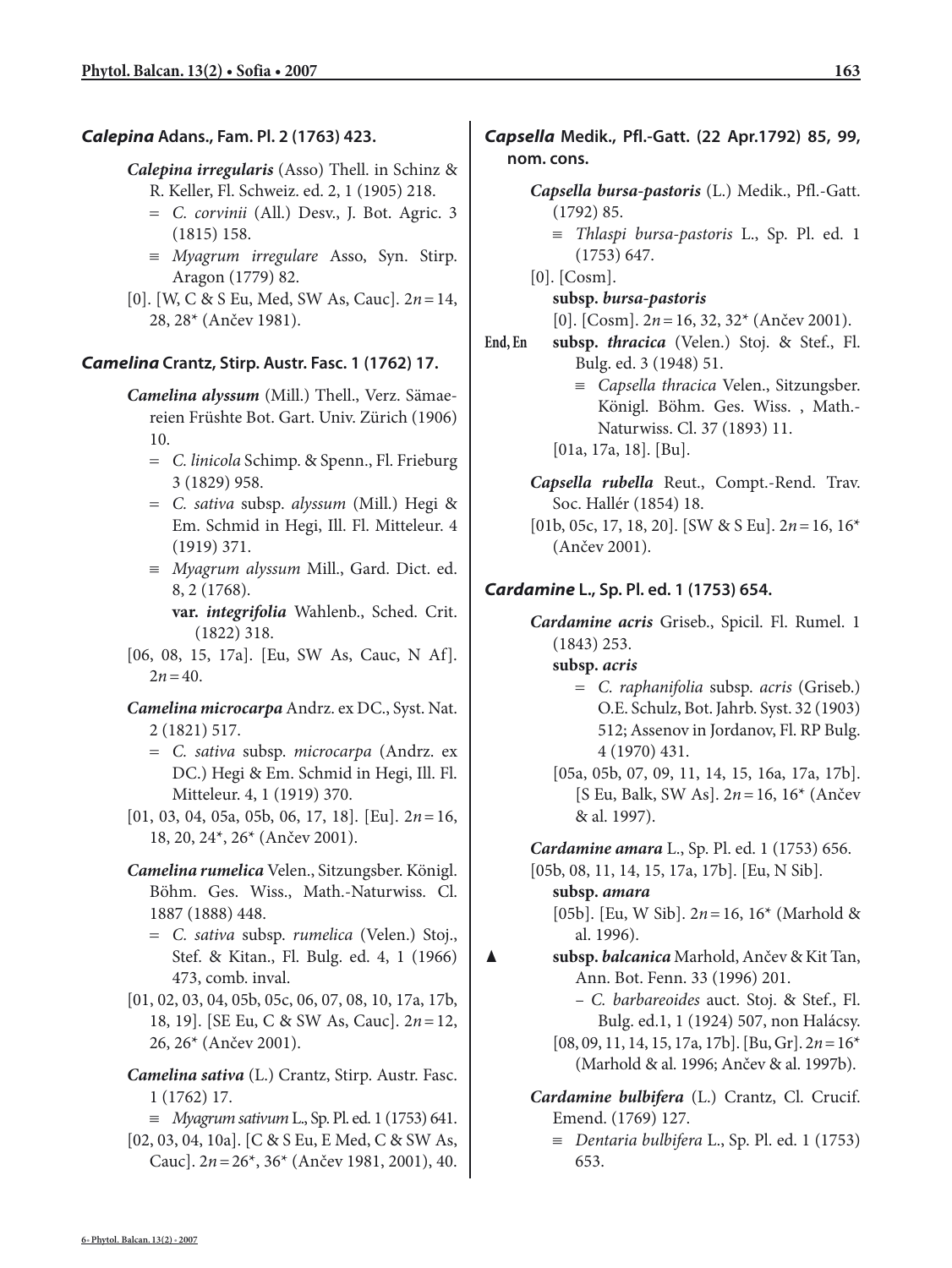### *Calepina* Adans., Fam. Pl. 2 (1763) 423.

***Calepina irregularis*** (Asso) Thell. in Schinz & R. Keller, Fl. Schweiz. ed. 2, 1 (1905) 218.

= *C. corvinii* (All.) Desv., J. Bot. Agric. 3 (1815) 158.

≡ *Myagrum irregulare* Asso, Syn. Stirp. Aragon (1779) 82.

[0]. [W, C & S Eu, Med, SW As, Cauc]. $2n = 14$, 28, 28* (Ančev 1981).

### *Camelina* Crantz, Stirp. Austr. Fasc. 1 (1762) 17.

***Camelina alyssum*** (Mill.) Thell., Verz. Sämaereien Frühste Bot. Gart. Univ. Zürich (1906) 10.

= *C. linicola* Schimp. & Spenn., Fl. Frieburg 3 (1829) 958.

= *C. sativa* subsp. *alyssum* (Mill.) Hegi & Em. Schmid in Hegi, Ill. Fl. Mitteleur. 4 (1919) 371.

≡ *Myagrum alyssum* Mill., Gard. Dict. ed. 8, 2 (1768).

**var. *integrifolia*** Wahlenb., Sched. Crit. (1822) 318.

[06, 08, 15, 17a]. [Eu, SW As, Cauc, N Af]. $2n = 40$.

***Camelina microcarpa*** Andrz. ex DC., Syst. Nat. 2 (1821) 517.

= *C. sativa* subsp. *microcarpa* (Andrz. ex DC.) Hegi & Em. Schmid in Hegi, Ill. Fl. Mitteleur. 4, 1 (1919) 370.

[01, 03, 04, 05a, 05b, 06, 17, 18]. [Eu]. $2n = 16$, 18, 20, 24*, 26* (Ančev 2001).

***Camelina rumelica*** Velen., Sitzungsber. Königl. Böhm. Ges. Wiss., Math.-Naturwiss. Cl. 1887 (1888) 448.

= *C. sativa* subsp. *rumelica* (Velen.) Stoj., Stef. & Kitan., Fl. Bulg. ed. 4, 1 (1966) 473, comb. inval.

[01, 02, 03, 04, 05b, 05c, 06, 07, 08, 10, 17a, 17b, 18, 19]. [SE Eu, C & SW As, Cauc]. $2n = 12$, 26, 26* (Ančev 2001).

***Camelina sativa*** (L.) Crantz, Stirp. Austr. Fasc. 1 (1762) 17.

≡ *Myagrum sativum* L., Sp. Pl. ed. 1 (1753) 641.

[02, 03, 04, 10a]. [C & S Eu, E Med, C & SW As, Cauc]. $2n = 26$*, 36* (Ančev 1981, 2001), 40.

### *Capsella* Medik., Pfl.-Gatt. (22 Apr.1792) 85, 99, nom. cons.

***Capsella bursa-pastoris*** (L.) Medik., Pfl.-Gatt. (1792) 85.

≡ *Thlaspi bursa-pastoris* L., Sp. Pl. ed. 1 (1753) 647.

[0]. [Cosm].

**subsp. *bursa-pastoris***

[0]. [Cosm]. $2n = 16$, 32, 32* (Ančev 2001).

End, En **subsp. *thracica*** (Velen.) Stoj. & Stef., Fl. Bulg. ed. 3 (1948) 51.

≡ *Capsella thracica* Velen., Sitzungsber. Königl. Böhm. Ges. Wiss. , Math.-Naturwiss. Cl. 37 (1893) 11.

[01a, 17a, 18]. [Bu].

***Capsella rubella*** Reut., Compt.-Rend. Trav. Soc. Hallér (1854) 18.

[01b, 05c, 17, 18, 20]. [SW & S Eu]. $2n = 16$, 16* (Ančev 2001).

### *Cardamine* L., Sp. Pl. ed. 1 (1753) 654.

***Cardamine acris*** Griseb., Spicil. Fl. Rumel. 1 (1843) 253.

**subsp. *acris***

= *C. raphanifolia* subsp. *acris* (Griseb.) O.E. Schulz, Bot. Jahrb. Syst. 32 (1903) 512; Assenov in Jordanov, Fl. RP Bulg. 4 (1970) 431.

[05a, 05b, 07, 09, 11, 14, 15, 16a, 17a, 17b]. [S Eu, Balk, SW As]. $2n = 16$, 16* (Ančev & al. 1997).

***Cardamine amara*** L., Sp. Pl. ed. 1 (1753) 656.

[05b, 08, 11, 14, 15, 17a, 17b]. [Eu, N Sib].

**subsp. *amara***

[05b]. [Eu, W Sib]. $2n = 16$, 16* (Marhold & al. 1996).

▲ **subsp. *balcanica*** Marhold, Ančev & Kit Tan, Ann. Bot. Fenn. 33 (1996) 201.

– *C. barbareoides* auct. Stoj. & Stef., Fl. Bulg. ed.1, 1 (1924) 507, non Halácsy.

[08, 09, 11, 14, 15, 17a, 17b]. [Bu, Gr]. $2n = 16$* (Marhold & al. 1996; Ančev & al. 1997b).

***Cardamine bulbifera*** (L.) Crantz, Cl. Crucif. Emend. (1769) 127.

≡ *Dentaria bulbifera* L., Sp. Pl. ed. 1 (1753) 653.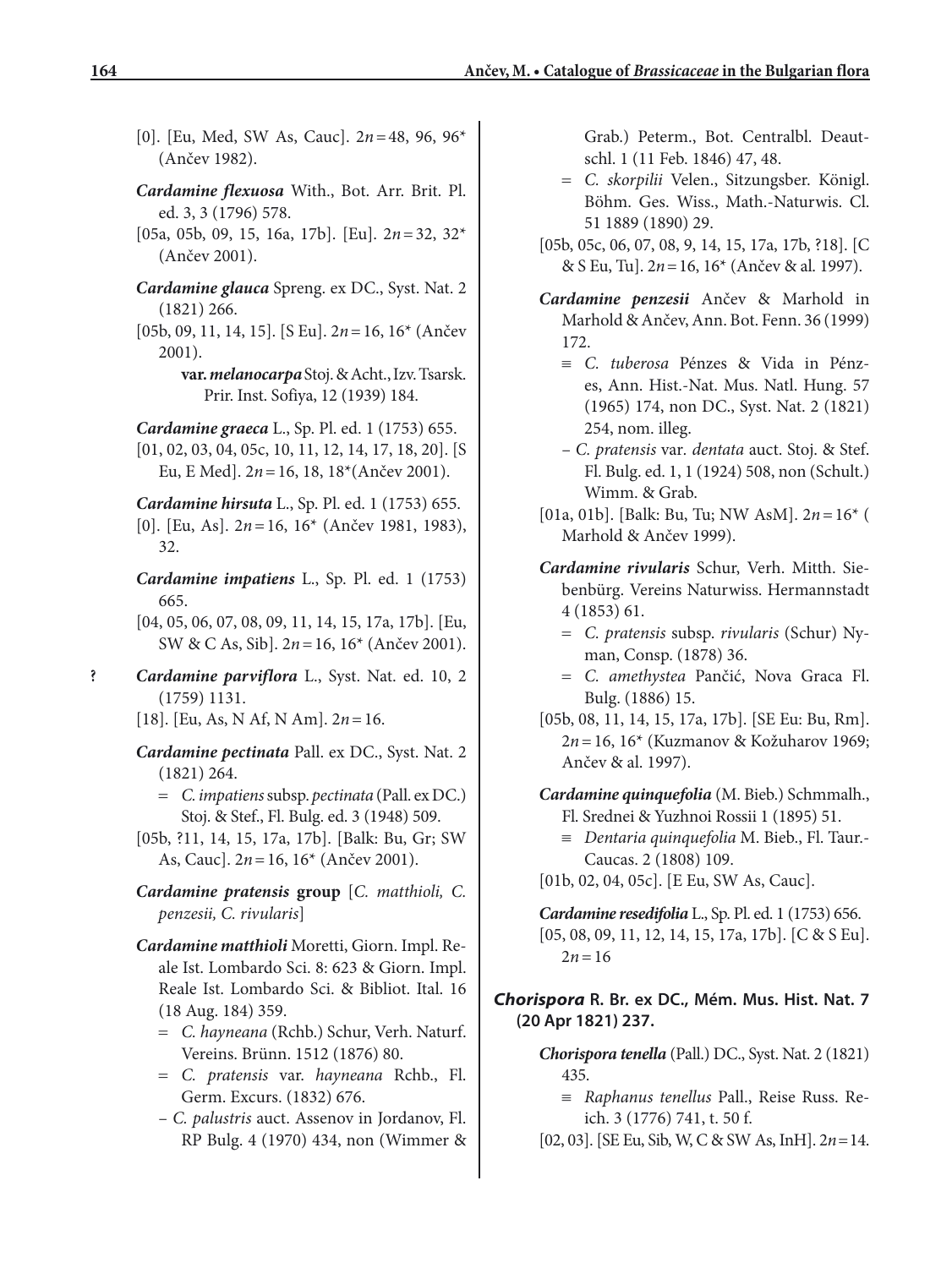[0]. [Eu, Med, SW As, Cauc]. $2n = 48, 96, 96^*$ (Ančev 1982).

***Cardamine flexuosa*** With., Bot. Arr. Brit. Pl. ed. 3, 3 (1796) 578.

[05a, 05b, 09, 15, 16a, 17b]. [Eu]. $2n = 32, 32^*$ (Ančev 2001).

***Cardamine glauca*** Spreng. ex DC., Syst. Nat. 2 (1821) 266.

[05b, 09, 11, 14, 15]. [S Eu]. $2n = 16, 16^*$ (Ančev 2001).

**var.** ***melanocarpa*** Stoj. & Acht., Izv. Tsarsk. Prir. Inst. Sofiya, 12 (1939) 184.

***Cardamine graeca*** L., Sp. Pl. ed. 1 (1753) 655.

[01, 02, 03, 04, 05c, 10, 11, 12, 14, 17, 18, 20]. [S Eu, E Med]. $2n = 16, 18, 18^*$(Ančev 2001).

***Cardamine hirsuta*** L., Sp. Pl. ed. 1 (1753) 655.

[0]. [Eu, As]. $2n = 16, 16^*$ (Ančev 1981, 1983), 32.

***Cardamine impatiens*** L., Sp. Pl. ed. 1 (1753) 665.

[04, 05, 06, 07, 08, 09, 11, 14, 15, 17a, 17b]. [Eu, SW & C As, Sib]. $2n = 16, 16^*$ (Ančev 2001).

? ***Cardamine parviflora*** L., Syst. Nat. ed. 10, 2 (1759) 1131.

[18]. [Eu, As, N Af, N Am]. $2n = 16$.

***Cardamine pectinata*** Pall. ex DC., Syst. Nat. 2 (1821) 264.

= *C. impatiens* subsp. *pectinata* (Pall. ex DC.) Stoj. & Stef., Fl. Bulg. ed. 3 (1948) 509.

[05b, ?11, 14, 15, 17a, 17b]. [Balk: Bu, Gr; SW As, Cauc]. $2n = 16, 16^*$ (Ančev 2001).

***Cardamine pratensis*** **group** [*C. matthioli, C. penzesii, C. rivularis*]

***Cardamine matthioli*** Moretti, Giorn. Impl. Reale Ist. Lombardo Sci. 8: 623 & Giorn. Impl. Reale Ist. Lombardo Sci. & Bibliot. Ital. 16 (18 Aug. 184) 359.

= *C. hayneana* (Rchb.) Schur, Verh. Naturf. Vereins. Brünn. 1512 (1876) 80.

= *C. pratensis* var. *hayneana* Rchb., Fl. Germ. Excurs. (1832) 676.

– *C. palustris* auct. Assenov in Jordanov, Fl. RP Bulg. 4 (1970) 434, non (Wimmer & Grab.) Peterm., Bot. Centralbl. Deautschl. 1 (11 Feb. 1846) 47, 48.

= *C. skorpilii* Velen., Sitzungsber. Königl. Böhm. Ges. Wiss., Math.-Naturwis. Cl. 51 1889 (1890) 29.

[05b, 05c, 06, 07, 08, 9, 14, 15, 17a, 17b, ?18]. [C & S Eu, Tu]. $2n = 16, 16^*$ (Ančev & al. 1997).

***Cardamine penzesii*** Ančev & Marhold in Marhold & Ančev, Ann. Bot. Fenn. 36 (1999) 172.

≡ *C. tuberosa* Pénzes & Vida in Pénzes, Ann. Hist.-Nat. Mus. Natl. Hung. 57 (1965) 174, non DC., Syst. Nat. 2 (1821) 254, nom. illeg.

– *C. pratensis* var. *dentata* auct. Stoj. & Stef. Fl. Bulg. ed. 1, 1 (1924) 508, non (Schult.) Wimm. & Grab.

[01a, 01b]. [Balk: Bu, Tu; NW AsM]. $2n = 16^*$ ( Marhold & Ančev 1999).

***Cardamine rivularis*** Schur, Verh. Mitth. Siebenbürg. Vereins Naturwiss. Hermannstadt 4 (1853) 61.

= *C. pratensis* subsp. *rivularis* (Schur) Nyman, Consp. (1878) 36.

= *C. amethystea* Pančić, Nova Graca Fl. Bulg. (1886) 15.

[05b, 08, 11, 14, 15, 17a, 17b]. [SE Eu: Bu, Rm]. $2n = 16, 16^*$ (Kuzmanov & Kožuharov 1969; Ančev & al. 1997).

***Cardamine quinquefolia*** (M. Bieb.) Schmmalh., Fl. Srednei & Yuzhnoi Rossii 1 (1895) 51.

≡ *Dentaria quinquefolia* M. Bieb., Fl. Taur.-Caucas. 2 (1808) 109.

[01b, 02, 04, 05c]. [E Eu, SW As, Cauc].

***Cardamine resedifolia*** L., Sp. Pl. ed. 1 (1753) 656.

[05, 08, 09, 11, 12, 14, 15, 17a, 17b]. [C & S Eu]. $2n = 16$

## *Chorispora* R. Br. ex DC., Mém. Mus. Hist. Nat. 7 (20 Apr 1821) 237.

***Chorispora tenella*** (Pall.) DC., Syst. Nat. 2 (1821) 435.

≡ *Raphanus tenellus* Pall., Reise Russ. Reich. 3 (1776) 741, t. 50 f.

[02, 03]. [SE Eu, Sib, W, C & SW As, InH]. $2n = 14$.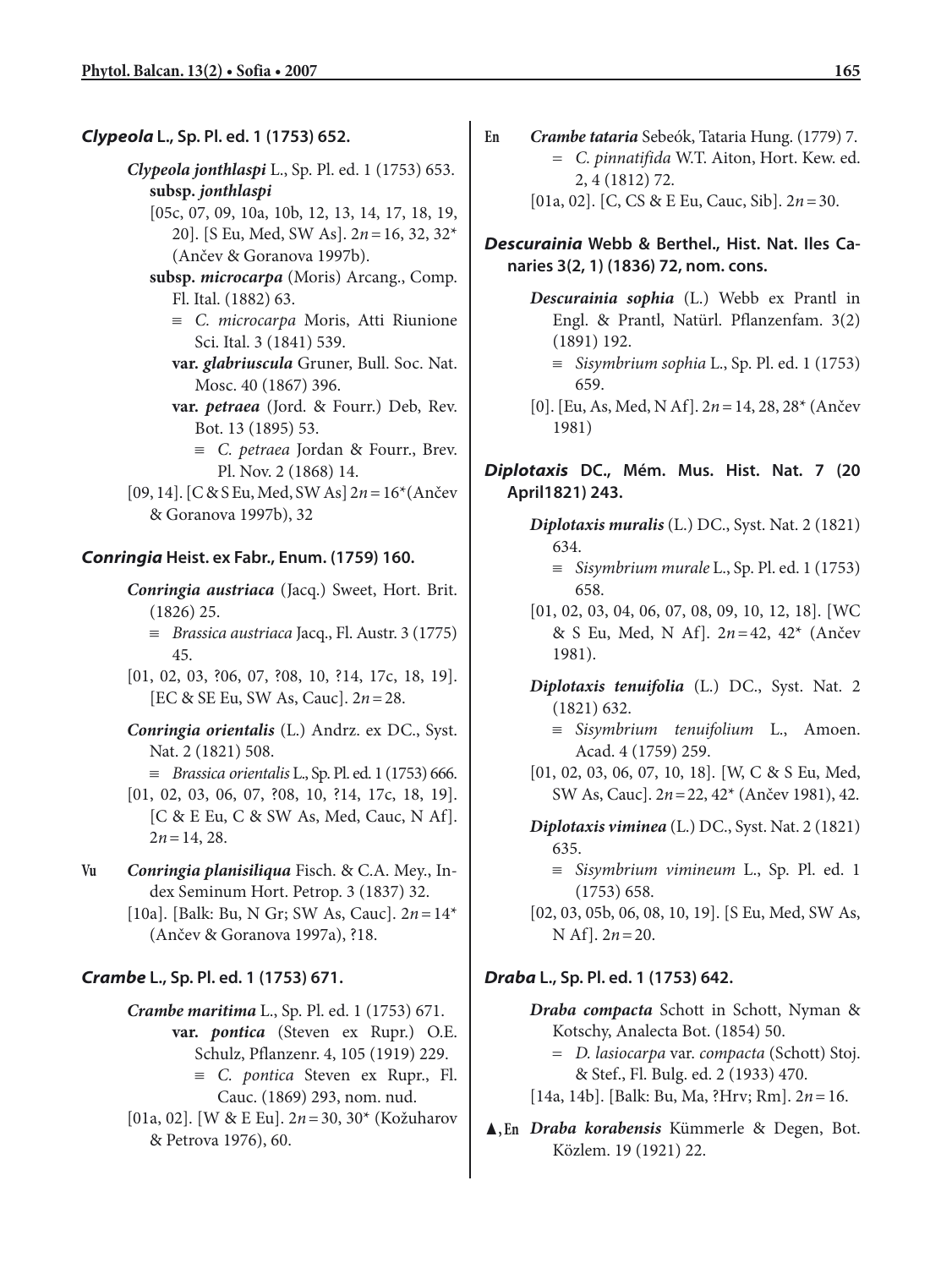***Clypeola*** **L., Sp. Pl. ed. 1 (1753) 652.**

***Clypeola jonthlaspi*** L., Sp. Pl. ed. 1 (1753) 653.
**subsp.** ***jonthlaspi***
[05c, 07, 09, 10a, 10b, 12, 13, 14, 17, 18, 19, 20]. [S Eu, Med, SW As]. 2*n* = 16, 32, 32* (Ančev & Goranova 1997b).
**subsp.** ***microcarpa*** (Moris) Arcang., Comp. Fl. Ital. (1882) 63.
≡ *C. microcarpa* Moris, Atti Riunione Sci. Ital. 3 (1841) 539.
**var.** ***glabriuscula*** Gruner, Bull. Soc. Nat. Mosc. 40 (1867) 396.
**var.** ***petraea*** (Jord. & Fourr.) Deb, Rev. Bot. 13 (1895) 53.
≡ *C. petraea* Jordan & Fourr., Brev. Pl. Nov. 2 (1868) 14.
[09, 14]. [C & S Eu, Med, SW As] 2*n* = 16*(Ančev & Goranova 1997b), 32

***Conringia*** **Heist. ex Fabr., Enum. (1759) 160.**

***Conringia austriaca*** (Jacq.) Sweet, Hort. Brit. (1826) 25.
≡ *Brassica austriaca* Jacq., Fl. Austr. 3 (1775) 45.
[01, 02, 03, ?06, 07, ?08, 10, ?14, 17c, 18, 19]. [EC & SE Eu, SW As, Cauc]. 2*n* = 28.

***Conringia orientalis*** (L.) Andrz. ex DC., Syst. Nat. 2 (1821) 508.
≡ *Brassica orientalis* L., Sp. Pl. ed. 1 (1753) 666.
[01, 02, 03, 06, 07, ?08, 10, ?14, 17c, 18, 19]. [C & E Eu, C & SW As, Med, Cauc, N Af]. 2*n* = 14, 28.

**Vu** ***Conringia planisiliqua*** Fisch. & C.A. Mey., Index Seminum Hort. Petrop. 3 (1837) 32.
[10a]. [Balk: Bu, N Gr; SW As, Cauc]. 2*n* = 14* (Ančev & Goranova 1997a), ?18.

***Crambe*** **L., Sp. Pl. ed. 1 (1753) 671.**

***Crambe maritima*** L., Sp. Pl. ed. 1 (1753) 671.
**var.** ***pontica*** (Steven ex Rupr.) O.E. Schulz, Pflanzenr. 4, 105 (1919) 229.
≡ *C. pontica* Steven ex Rupr., Fl. Cauc. (1869) 293, nom. nud.
[01a, 02]. [W & E Eu]. 2*n* = 30, 30* (Kožuharov & Petrova 1976), 60.

**En** ***Crambe tataria*** Sebeók, Tataria Hung. (1779) 7.
= *C. pinnatifida* W.T. Aiton, Hort. Kew. ed. 2, 4 (1812) 72.
[01a, 02]. [C, CS & E Eu, Cauc, Sib]. 2*n* = 30.

***Descurainia*** **Webb & Berthel., Hist. Nat. Iles Canaries 3(2, 1) (1836) 72, nom. cons.**

***Descurainia sophia*** (L.) Webb ex Prantl in Engl. & Prantl, Natürl. Pflanzenfam. 3(2) (1891) 192.
≡ *Sisymbrium sophia* L., Sp. Pl. ed. 1 (1753) 659.
[0]. [Eu, As, Med, N Af]. 2*n* = 14, 28, 28* (Ančev 1981)

***Diplotaxis*** **DC., Mém. Mus. Hist. Nat. 7 (20 April1821) 243.**

***Diplotaxis muralis*** (L.) DC., Syst. Nat. 2 (1821) 634.
≡ *Sisymbrium murale* L., Sp. Pl. ed. 1 (1753) 658.
[01, 02, 03, 04, 06, 07, 08, 09, 10, 12, 18]. [WC & S Eu, Med, N Af]. 2*n* = 42, 42* (Ančev 1981).

***Diplotaxis tenuifolia*** (L.) DC., Syst. Nat. 2 (1821) 632.
≡ *Sisymbrium tenuifolium* L., Amoen. Acad. 4 (1759) 259.
[01, 02, 03, 06, 07, 10, 18]. [W, C & S Eu, Med, SW As, Cauc]. 2*n* = 22, 42* (Ančev 1981), 42.

***Diplotaxis viminea*** (L.) DC., Syst. Nat. 2 (1821) 635.
≡ *Sisymbrium vimineum* L., Sp. Pl. ed. 1 (1753) 658.
[02, 03, 05b, 06, 08, 10, 19]. [S Eu, Med, SW As, N Af]. 2*n* = 20.

***Draba*** **L., Sp. Pl. ed. 1 (1753) 642.**

***Draba compacta*** Schott in Schott, Nyman & Kotschy, Analecta Bot. (1854) 50.
= *D. lasiocarpa* var. *compacta* (Schott) Stoj. & Stef., Fl. Bulg. ed. 2 (1933) 470.
[14a, 14b]. [Balk: Bu, Ma, ?Hrv; Rm]. 2*n* = 16.

**▲, En** ***Draba korabensis*** Kümmerle & Degen, Bot. Közlem. 19 (1921) 22.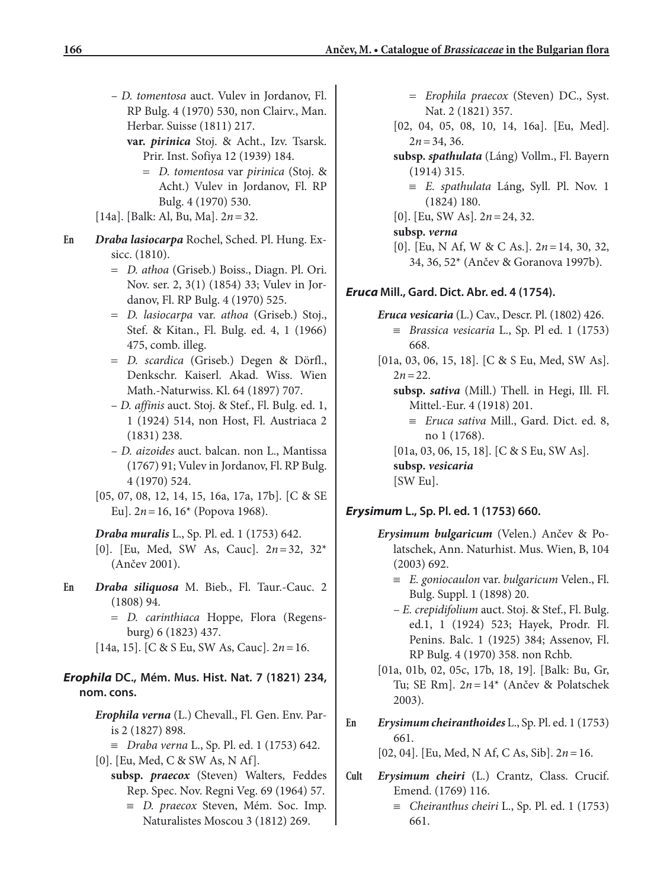– *D. tomentosa* auct. Vulev in Jordanov, Fl. RP Bulg. 4 (1970) 530, non Clairv., Man. Herbar. Suisse (1811) 217.

**var.** ***pirinica*** Stoj. & Acht., Izv. Tsarsk. Prir. Inst. Sofiya 12 (1939) 184.

≡ *D. tomentosa* var *pirinica* (Stoj. & Acht.) Vulev in Jordanov, Fl. RP Bulg. 4 (1970) 530.

[14a]. [Balk: Al, Bu, Ma]. $2n = 32$.

**En** ***Draba lasiocarpa*** Rochel, Sched. Pl. Hung. Exsicc. (1810).

= *D. athoa* (Griseb.) Boiss., Diagn. Pl. Ori. Nov. ser. 2, 3(1) (1854) 33; Vulev in Jordanov, Fl. RP Bulg. 4 (1970) 525.

= *D. lasiocarpa* var. *athoa* (Griseb.) Stoj., Stef. & Kitan., Fl. Bulg. ed. 4, 1 (1966) 475, comb. illeg.

= *D. scardica* (Griseb.) Degen & Dörfl., Denkschr. Kaiserl. Akad. Wiss. Wien Math.-Naturwiss. Kl. 64 (1897) 707.

– *D. affinis* auct. Stoj. & Stef., Fl. Bulg. ed. 1, 1 (1924) 514, non Host, Fl. Austriaca 2 (1831) 238.

– *D. aizoides* auct. balcan. non L., Mantissa (1767) 91; Vulev in Jordanov, Fl. RP Bulg. 4 (1970) 524.

[05, 07, 08, 12, 14, 15, 16a, 17a, 17b]. [C & SE Eu]. $2n = 16$, 16* (Popova 1968).

***Draba muralis*** L., Sp. Pl. ed. 1 (1753) 642.

[0]. [Eu, Med, SW As, Cauc]. $2n = 32$, 32* (Ančev 2001).

**En** ***Draba siliquosa*** M. Bieb., Fl. Taur.-Cauc. 2 (1808) 94.

= *D. carinthiaca* Hoppe, Flora (Regensburg) 6 (1823) 437.

[14a, 15]. [C & S Eu, SW As, Cauc]. $2n = 16$.

## *Erophila* DC., Mém. Mus. Hist. Nat. 7 (1821) 234, nom. cons.

***Erophila verna*** (L.) Chevall., Fl. Gen. Env. Paris 2 (1827) 898.

≡ *Draba verna* L., Sp. Pl. ed. 1 (1753) 642.

[0]. [Eu, Med, C & SW As, N Af].

**subsp.** ***praecox*** (Steven) Walters, Feddes Rep. Spec. Nov. Regni Veg. 69 (1964) 57.

≡ *D. praecox* Steven, Mém. Soc. Imp. Naturalistes Moscou 3 (1812) 269.

= *Erophila praecox* (Steven) DC., Syst. Nat. 2 (1821) 357.

[02, 04, 05, 08, 10, 14, 16a]. [Eu, Med]. $2n = 34$, 36.

**subsp.** ***spathulata*** (Láng) Vollm., Fl. Bayern (1914) 315.

≡ *E. spathulata* Láng, Syll. Pl. Nov. 1 (1824) 180.

[0]. [Eu, SW As]. $2n = 24$, 32.

**subsp.** ***verna***

[0]. [Eu, N Af, W & C As.]. $2n = 14$, 30, 32, 34, 36, 52* (Ančev & Goranova 1997b).

## *Eruca* Mill., Gard. Dict. Abr. ed. 4 (1754).

***Eruca vesicaria*** (L.) Cav., Descr. Pl. (1802) 426.

≡ *Brassica vesicaria* L., Sp. Pl ed. 1 (1753) 668.

[01a, 03, 06, 15, 18]. [C & S Eu, Med, SW As]. $2n = 22$.

**subsp.** ***sativa*** (Mill.) Thell. in Hegi, Ill. Fl. Mittel.-Eur. 4 (1918) 201.

≡ *Eruca sativa* Mill., Gard. Dict. ed. 8, no 1 (1768).

[01a, 03, 06, 15, 18]. [C & S Eu, SW As].

**subsp.** ***vesicaria***

[SW Eu].

## *Erysimum* L., Sp. Pl. ed. 1 (1753) 660.

***Erysimum bulgaricum*** (Velen.) Ančev & Polatschek, Ann. Naturhist. Mus. Wien, B, 104 (2003) 692.

≡ *E. goniocaulon* var. *bulgaricum* Velen., Fl. Bulg. Suppl. 1 (1898) 20.

– *E. crepidifolium* auct. Stoj. & Stef., Fl. Bulg. ed.1, 1 (1924) 523; Hayek, Prodr. Fl. Penins. Balc. 1 (1925) 384; Assenov, Fl. RP Bulg. 4 (1970) 358. non Rchb.

[01a, 01b, 02, 05c, 17b, 18, 19]. [Balk: Bu, Gr, Tu; SE Rm]. $2n = 14$* (Ančev & Polatschek 2003).

**En** ***Erysimum cheiranthoides*** L., Sp. Pl. ed. 1 (1753) 661.

[02, 04]. [Eu, Med, N Af, C As, Sib]. $2n = 16$.

**Cult** ***Erysimum cheiri*** (L.) Crantz, Class. Crucif. Emend. (1769) 116.

≡ *Cheiranthus cheiri* L., Sp. Pl. ed. 1 (1753) 661.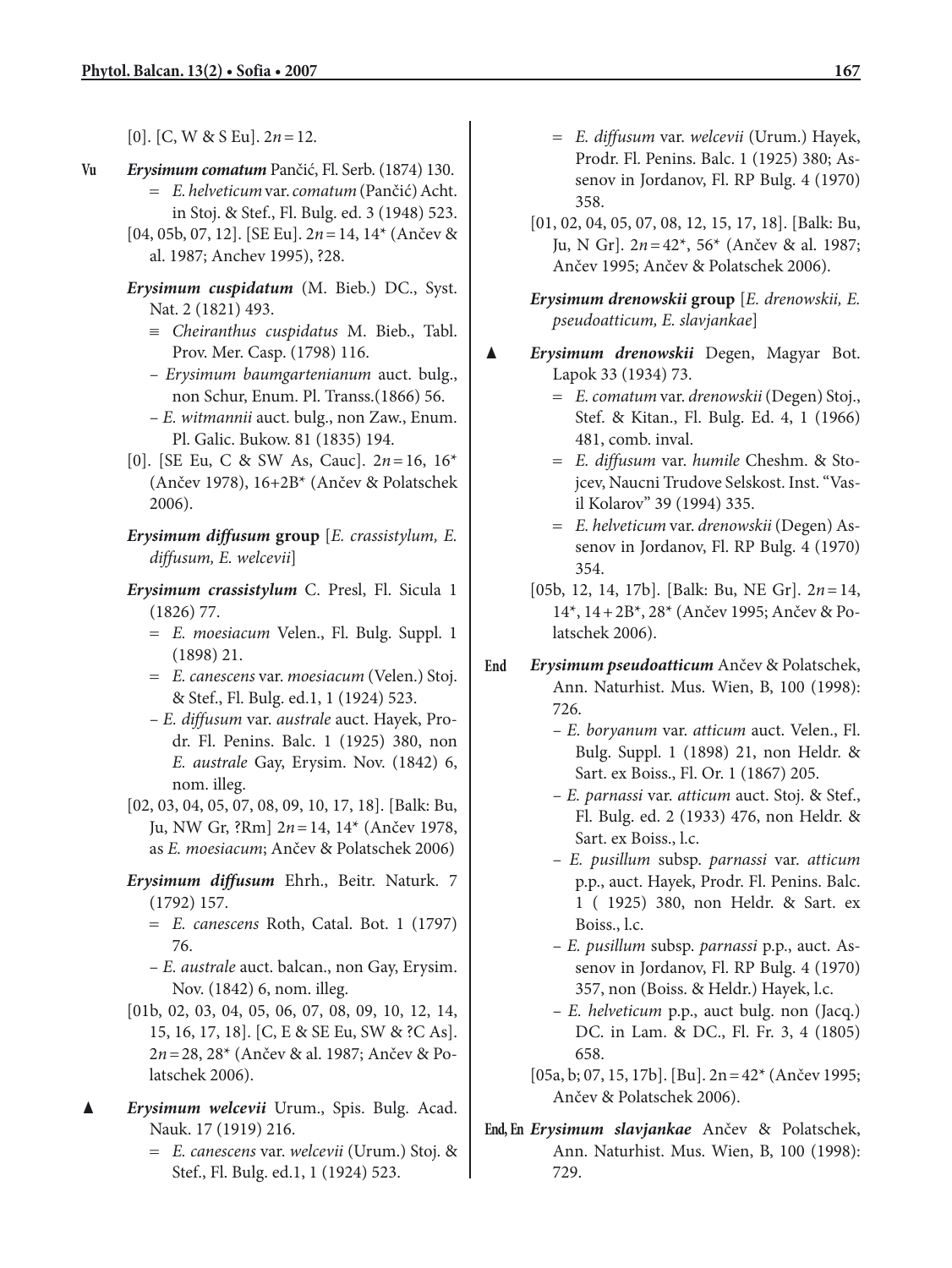[0]. [C, W & S Eu]. $2n = 12$.

**Vu** ***Erysimum comatum*** Pančić, Fl. Serb. (1874) 130.
= *E. helveticum* var. *comatum* (Pančić) Acht. in Stoj. & Stef., Fl. Bulg. ed. 3 (1948) 523.
[04, 05b, 07, 12]. [SE Eu]. $2n = 14$, 14* (Ančev & al. 1987; Anchev 1995), ?28.

***Erysimum cuspidatum*** (M. Bieb.) DC., Syst. Nat. 2 (1821) 493.
≡ *Cheiranthus cuspidatus* M. Bieb., Tabl. Prov. Mer. Casp. (1798) 116.
– *Erysimum baumgartenianum* auct. bulg., non Schur, Enum. Pl. Transs.(1866) 56.
– *E. witmannii* auct. bulg., non Zaw., Enum. Pl. Galic. Bukow. 81 (1835) 194.
[0]. [SE Eu, C & SW As, Cauc]. $2n = 16$, 16* (Ančev 1978), 16+2B* (Ančev & Polatschek 2006).

***Erysimum diffusum* group** [*E. crassistylum, E. diffusum, E. welcevii*]

***Erysimum crassistylum*** C. Presl, Fl. Sicula 1 (1826) 77.
= *E. moesiacum* Velen., Fl. Bulg. Suppl. 1 (1898) 21.
= *E. canescens* var. *moesiacum* (Velen.) Stoj. & Stef., Fl. Bulg. ed.1, 1 (1924) 523.
– *E. diffusum* var. *australe* auct. Hayek, Prodr. Fl. Penins. Balc. 1 (1925) 380, non *E. australe* Gay, Erysim. Nov. (1842) 6, nom. illeg.
[02, 03, 04, 05, 07, 08, 09, 10, 17, 18]. [Balk: Bu, Ju, NW Gr, ?Rm] $2n = 14$, 14* (Ančev 1978, as *E. moesiacum*; Ančev & Polatschek 2006)

***Erysimum diffusum*** Ehrh., Beitr. Naturk. 7 (1792) 157.
= *E. canescens* Roth, Catal. Bot. 1 (1797) 76.
– *E. australe* auct. balcan., non Gay, Erysim. Nov. (1842) 6, nom. illeg.
[01b, 02, 03, 04, 05, 06, 07, 08, 09, 10, 12, 14, 15, 16, 17, 18]. [C, E & SE Eu, SW & ?C As]. $2n = 28$, 28* (Ančev & al. 1987; Ančev & Polatschek 2006).

▲ ***Erysimum welcevii*** Urum., Spis. Bulg. Acad. Nauk. 17 (1919) 216.
= *E. canescens* var. *welcevii* (Urum.) Stoj. & Stef., Fl. Bulg. ed.1, 1 (1924) 523.
= *E. diffusum* var. *welcevii* (Urum.) Hayek, Prodr. Fl. Penins. Balc. 1 (1925) 380; Assenov in Jordanov, Fl. RP Bulg. 4 (1970) 358.
[01, 02, 04, 05, 07, 08, 12, 15, 17, 18]. [Balk: Bu, Ju, N Gr]. $2n = 42$*, 56* (Ančev & al. 1987; Ančev 1995; Ančev & Polatschek 2006).

***Erysimum drenowskii* group** [*E. drenowskii, E. pseudoatticum, E. slavjankae*]

▲ ***Erysimum drenowskii*** Degen, Magyar Bot. Lapok 33 (1934) 73.
= *E. comatum* var. *drenowskii* (Degen) Stoj., Stef. & Kitan., Fl. Bulg. Ed. 4, 1 (1966) 481, comb. inval.
= *E. diffusum* var. *humile* Cheshm. & Stojcev, Naucni Trudove Selskost. Inst. "Vasil Kolarov" 39 (1994) 335.
= *E. helveticum* var. *drenowskii* (Degen) Assenov in Jordanov, Fl. RP Bulg. 4 (1970) 354.
[05b, 12, 14, 17b]. [Balk: Bu, NE Gr]. $2n = 14$, 14*, 14 + 2B*, 28* (Ančev 1995; Ančev & Polatschek 2006).

**End** ***Erysimum pseudoatticum*** Ančev & Polatschek, Ann. Naturhist. Mus. Wien, B, 100 (1998): 726.
– *E. boryanum* var. *atticum* auct. Velen., Fl. Bulg. Suppl. 1 (1898) 21, non Heldr. & Sart. ex Boiss., Fl. Or. 1 (1867) 205.
– *E. parnassi* var. *atticum* auct. Stoj. & Stef., Fl. Bulg. ed. 2 (1933) 476, non Heldr. & Sart. ex Boiss., l.c.
– *E. pusillum* subsp. *parnassi* var. *atticum* p.p., auct. Hayek, Prodr. Fl. Penins. Balc. 1 ( 1925) 380, non Heldr. & Sart. ex Boiss., l.c.
– *E. pusillum* subsp. *parnassi* p.p., auct. Assenov in Jordanov, Fl. RP Bulg. 4 (1970) 357, non (Boiss. & Heldr.) Hayek, l.c.
– *E. helveticum* p.p., auct bulg. non (Jacq.) DC. in Lam. & DC., Fl. Fr. 3, 4 (1805) 658.
[05a, b; 07, 15, 17b]. [Bu]. $2n = 42$* (Ančev 1995; Ančev & Polatschek 2006).

**End, En** ***Erysimum slavjankae*** Ančev & Polatschek, Ann. Naturhist. Mus. Wien, B, 100 (1998): 729.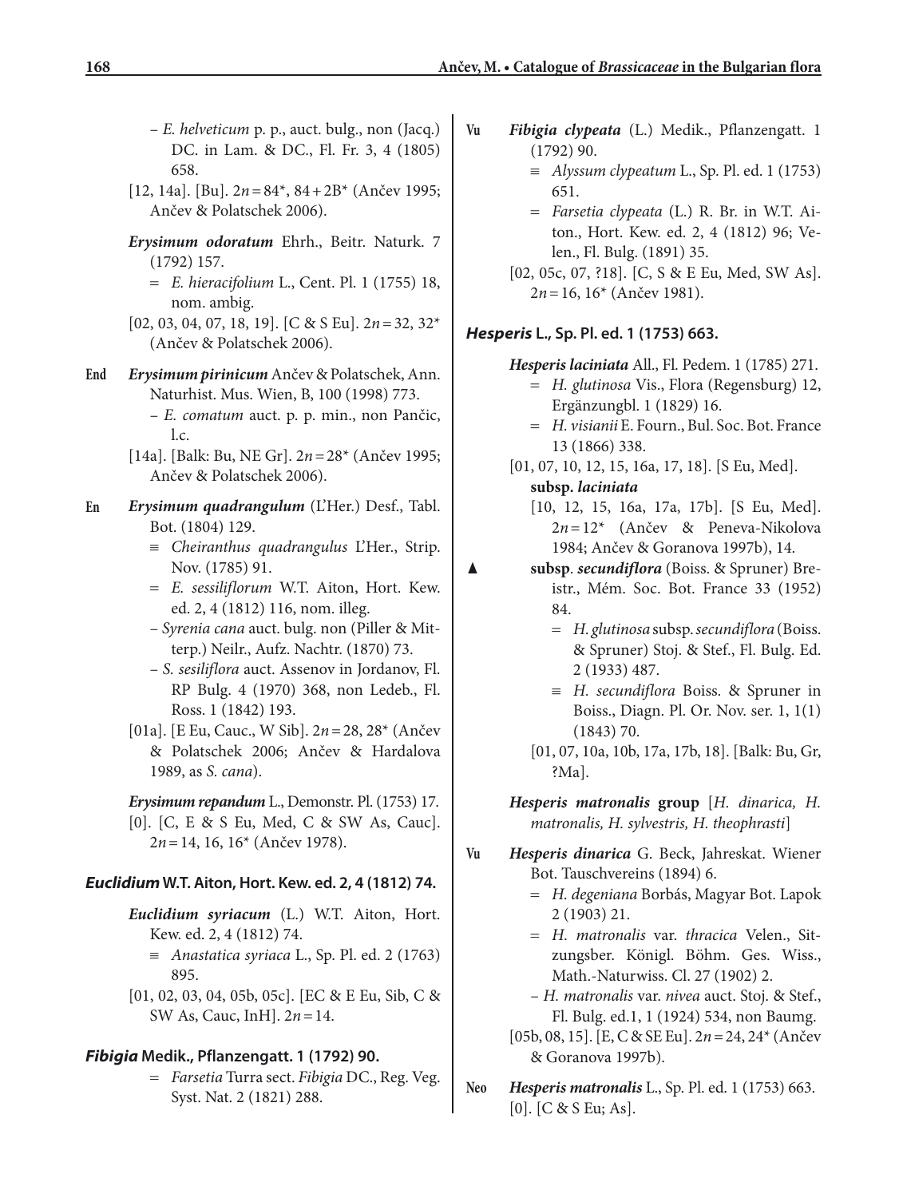– *E. helveticum* p. p., auct. bulg., non (Jacq.) DC. in Lam. & DC., Fl. Fr. 3, 4 (1805) 658.

[12, 14a]. [Bu]. $2n = 84^*$, $84 + 2B^*$ (Ančev 1995; Ančev & Polatschek 2006).

***Erysimum odoratum*** Ehrh., Beitr. Naturk. 7 (1792) 157.

= *E. hieracifolium* L., Cent. Pl. 1 (1755) 18, nom. ambig.

[02, 03, 04, 07, 18, 19]. [C & S Eu]. $2n = 32$, $32^*$ (Ančev & Polatschek 2006).

**End** ***Erysimum pirinicum*** Ančev & Polatschek, Ann. Naturhist. Mus. Wien, B, 100 (1998) 773.

– *E. comatum* auct. p. p. min., non Pančic, l.c.

[14a]. [Balk: Bu, NE Gr]. $2n = 28^*$ (Ančev 1995; Ančev & Polatschek 2006).

**En** ***Erysimum quadrangulum*** (L'Her.) Desf., Tabl. Bot. (1804) 129.

≡ *Cheiranthus quadrangulus* L'Her., Strip. Nov. (1785) 91.

= *E. sessiliflorum* W.T. Aiton, Hort. Kew. ed. 2, 4 (1812) 116, nom. illeg.

– *Syrenia cana* auct. bulg. non (Piller & Mitterp.) Neilr., Aufz. Nachtr. (1870) 73.

– *S. sesiliflora* auct. Assenov in Jordanov, Fl. RP Bulg. 4 (1970) 368, non Ledeb., Fl. Ross. 1 (1842) 193.

[01a]. [E Eu, Cauc., W Sib]. $2n = 28$, $28^*$ (Ančev & Polatschek 2006; Ančev & Hardalova 1989, as *S. cana*).

***Erysimum repandum*** L., Demonstr. Pl. (1753) 17.

[0]. [C, E & S Eu, Med, C & SW As, Cauc]. $2n = 14$, $16$, $16^*$ (Ančev 1978).

### *Euclidium* W.T. Aiton, Hort. Kew. ed. 2, 4 (1812) 74.

***Euclidium syriacum*** (L.) W.T. Aiton, Hort. Kew. ed. 2, 4 (1812) 74.

≡ *Anastatica syriaca* L., Sp. Pl. ed. 2 (1763) 895.

[01, 02, 03, 04, 05b, 05c]. [EC & E Eu, Sib, C & SW As, Cauc, InH]. $2n = 14$.

### *Fibigia* Medik., Pflanzengatt. 1 (1792) 90.

= *Farsetia* Turra sect. *Fibigia* DC., Reg. Veg. Syst. Nat. 2 (1821) 288.

**Vu** ***Fibigia clypeata*** (L.) Medik., Pflanzengatt. 1 (1792) 90.

≡ *Alyssum clypeatum* L., Sp. Pl. ed. 1 (1753) 651.

= *Farsetia clypeata* (L.) R. Br. in W.T. Aiton, Hort. Kew. ed. 2, 4 (1812) 96; Velen., Fl. Bulg. (1891) 35.

[02, 05c, 07, ?18]. [C, S & E Eu, Med, SW As]. $2n = 16$, $16^*$ (Ančev 1981).

### *Hesperis* L., Sp. Pl. ed. 1 (1753) 663.

***Hesperis laciniata*** All., Fl. Pedem. 1 (1785) 271.

= *H. glutinosa* Vis., Flora (Regensburg) 12, Ergänzungbl. 1 (1829) 16.

= *H. visianii* E. Fourn., Bul. Soc. Bot. France 13 (1866) 338.

[01, 07, 10, 12, 15, 16a, 17, 18]. [S Eu, Med].

**subsp. *laciniata***

[10, 12, 15, 16a, 17a, 17b]. [S Eu, Med]. $2n = 12^*$ (Ančev & Peneva-Nikolova 1984; Ančev & Goranova 1997b), 14.

▲ **subsp. *secundiflora*** (Boiss. & Spruner) Breistr., Mém. Soc. Bot. France 33 (1952) 84.

= *H. glutinosa* subsp. *secundiflora* (Boiss. & Spruner) Stoj. & Stef., Fl. Bulg. Ed. 2 (1933) 487.

≡ *H. secundiflora* Boiss. & Spruner in Boiss., Diagn. Pl. Or. Nov. ser. 1, 1(1) (1843) 70.

[01, 07, 10a, 10b, 17a, 17b, 18]. [Balk: Bu, Gr, ?Ma].

***Hesperis matronalis*** **group** [*H. dinarica, H. matronalis, H. sylvestris, H. theophrasti*]

**Vu** ***Hesperis dinarica*** G. Beck, Jahreskat. Wiener Bot. Tauschvereins (1894) 6.

= *H. degeniana* Borbás, Magyar Bot. Lapok 2 (1903) 21.

= *H. matronalis* var. *thracica* Velen., Sitzungsber. Königl. Böhm. Ges. Wiss., Math.-Naturwiss. Cl. 27 (1902) 2.

– *H. matronalis* var. *nivea* auct. Stoj. & Stef., Fl. Bulg. ed.1, 1 (1924) 534, non Baumg.

[05b, 08, 15]. [E, C & SE Eu]. $2n = 24$, $24^*$ (Ančev & Goranova 1997b).

**Neo** ***Hesperis matronalis*** L., Sp. Pl. ed. 1 (1753) 663.

[0]. [C & S Eu; As].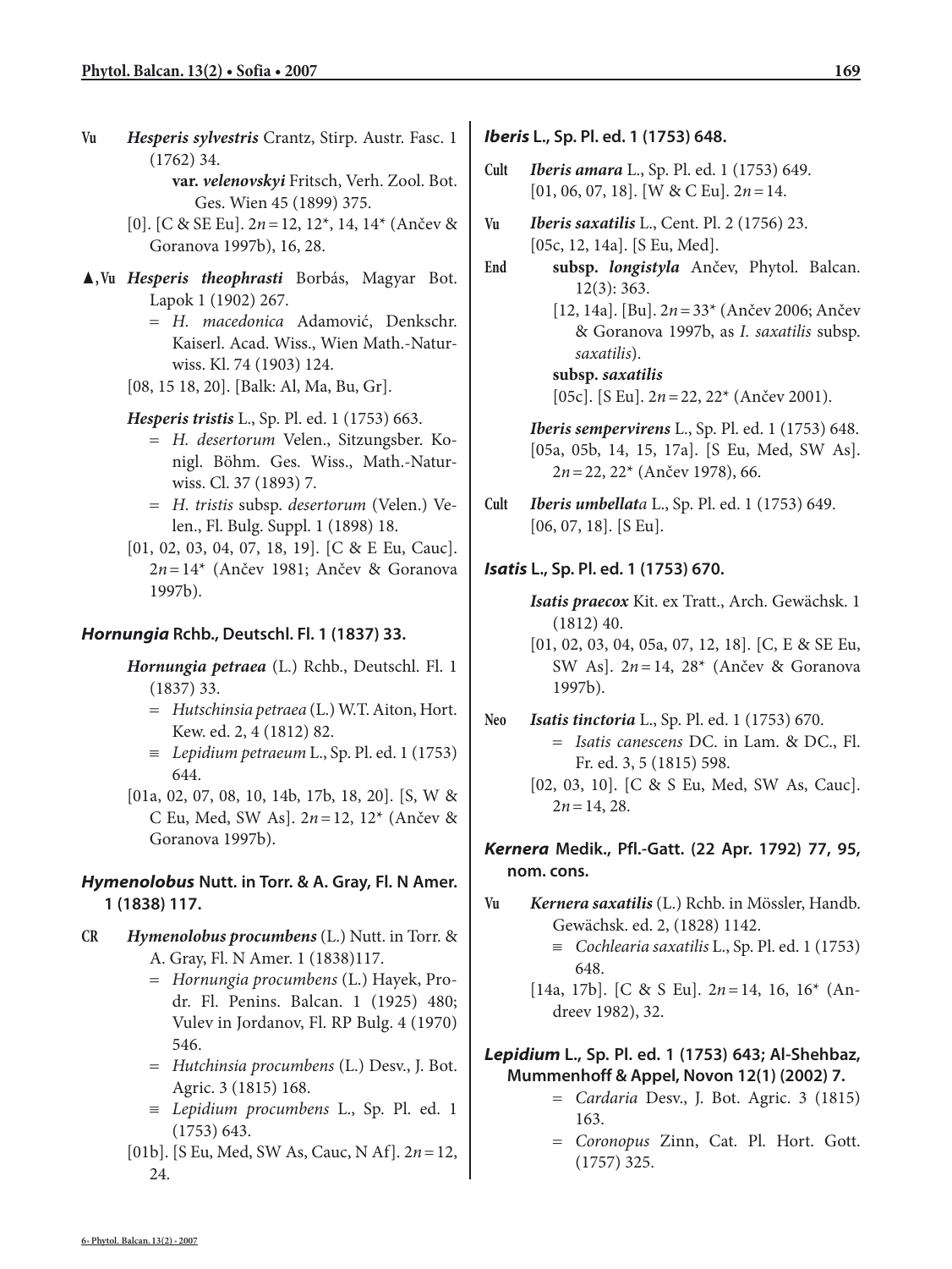Vu ***Hesperis sylvestris*** Crantz, Stirp. Austr. Fasc. 1 (1762) 34.

**var. *velenovskyi*** Fritsch, Verh. Zool. Bot. Ges. Wien 45 (1899) 375.

[0]. [C & SE Eu]. $2n = 12, 12^*, 14, 14^*$ (Ančev & Goranova 1997b), 16, 28.

▲,Vu ***Hesperis theophrasti*** Borbás, Magyar Bot. Lapok 1 (1902) 267.

= *H. macedonica* Adamović, Denkschr. Kaiserl. Acad. Wiss., Wien Math.-Naturwiss. Kl. 74 (1903) 124.

[08, 15 18, 20]. [Balk: Al, Ma, Bu, Gr].

***Hesperis tristis*** L., Sp. Pl. ed. 1 (1753) 663.

= *H. desertorum* Velen., Sitzungsber. Konigl. Böhm. Ges. Wiss., Math.-Naturwiss. Cl. 37 (1893) 7.

= *H. tristis* subsp. *desertorum* (Velen.) Velen., Fl. Bulg. Suppl. 1 (1898) 18.

[01, 02, 03, 04, 07, 18, 19]. [C & E Eu, Cauc]. $2n = 14^*$ (Ančev 1981; Ančev & Goranova 1997b).

### *Hornungia* Rchb., Deutschl. Fl. 1 (1837) 33.

***Hornungia petraea*** (L.) Rchb., Deutschl. Fl. 1 (1837) 33.

= *Hutschinsia petraea* (L.) W.T. Aiton, Hort. Kew. ed. 2, 4 (1812) 82.

≡ *Lepidium petraeum* L., Sp. Pl. ed. 1 (1753) 644.

[01a, 02, 07, 08, 10, 14b, 17b, 18, 20]. [S, W & C Eu, Med, SW As]. $2n = 12, 12^*$ (Ančev & Goranova 1997b).

### *Hymenolobus* Nutt. in Torr. & A. Gray, Fl. N Amer. 1 (1838) 117.

CR ***Hymenolobus procumbens*** (L.) Nutt. in Torr. & A. Gray, Fl. N Amer. 1 (1838)117.

= *Hornungia procumbens* (L.) Hayek, Prodr. Fl. Penins. Balcan. 1 (1925) 480; Vulev in Jordanov, Fl. RP Bulg. 4 (1970) 546.

= *Hutchinsia procumbens* (L.) Desv., J. Bot. Agric. 3 (1815) 168.

≡ *Lepidium procumbens* L., Sp. Pl. ed. 1 (1753) 643.

[01b]. [S Eu, Med, SW As, Cauc, N Af]. $2n = 12, 24$.

### *Iberis* L., Sp. Pl. ed. 1 (1753) 648.

Cult ***Iberis amara*** L., Sp. Pl. ed. 1 (1753) 649. [01, 06, 07, 18]. [W & C Eu]. $2n = 14$.

Vu ***Iberis saxatilis*** L., Cent. Pl. 2 (1756) 23. [05c, 12, 14a]. [S Eu, Med].

End **subsp. *longistyla*** Ančev, Phytol. Balcan. 12(3): 363.

[12, 14a]. [Bu]. $2n = 33^*$ (Ančev 2006; Ančev & Goranova 1997b, as *I. saxatilis* subsp. *saxatilis*).

**subsp. *saxatilis***

[05c]. [S Eu]. $2n = 22, 22^*$ (Ančev 2001).

***Iberis sempervirens*** L., Sp. Pl. ed. 1 (1753) 648. [05a, 05b, 14, 15, 17a]. [S Eu, Med, SW As]. $2n = 22, 22^*$ (Ančev 1978), 66.

Cult ***Iberis umbellata*** L., Sp. Pl. ed. 1 (1753) 649. [06, 07, 18]. [S Eu].

### *Isatis* L., Sp. Pl. ed. 1 (1753) 670.

***Isatis praecox*** Kit. ex Tratt., Arch. Gewächsk. 1 (1812) 40.

[01, 02, 03, 04, 05a, 07, 12, 18]. [C, E & SE Eu, SW As]. $2n = 14, 28^*$ (Ančev & Goranova 1997b).

Neo ***Isatis tinctoria*** L., Sp. Pl. ed. 1 (1753) 670.

= *Isatis canescens* DC. in Lam. & DC., Fl. Fr. ed. 3, 5 (1815) 598.

[02, 03, 10]. [C & S Eu, Med, SW As, Cauc]. $2n = 14, 28$.

### *Kernera* Medik., Pfl.-Gatt. (22 Apr. 1792) 77, 95, nom. cons.

Vu ***Kernera saxatilis*** (L.) Rchb. in Mössler, Handb. Gewächsk. ed. 2, (1828) 1142.

≡ *Cochlearia saxatilis* L., Sp. Pl. ed. 1 (1753) 648.

[14a, 17b]. [C & S Eu]. $2n = 14, 16, 16^*$ (Andreev 1982), 32.

### *Lepidium* L., Sp. Pl. ed. 1 (1753) 643; Al-Shehbaz, Mummenhoff & Appel, Novon 12(1) (2002) 7.

= *Cardaria* Desv., J. Bot. Agric. 3 (1815) 163.

= *Coronopus* Zinn, Cat. Pl. Hort. Gott. (1757) 325.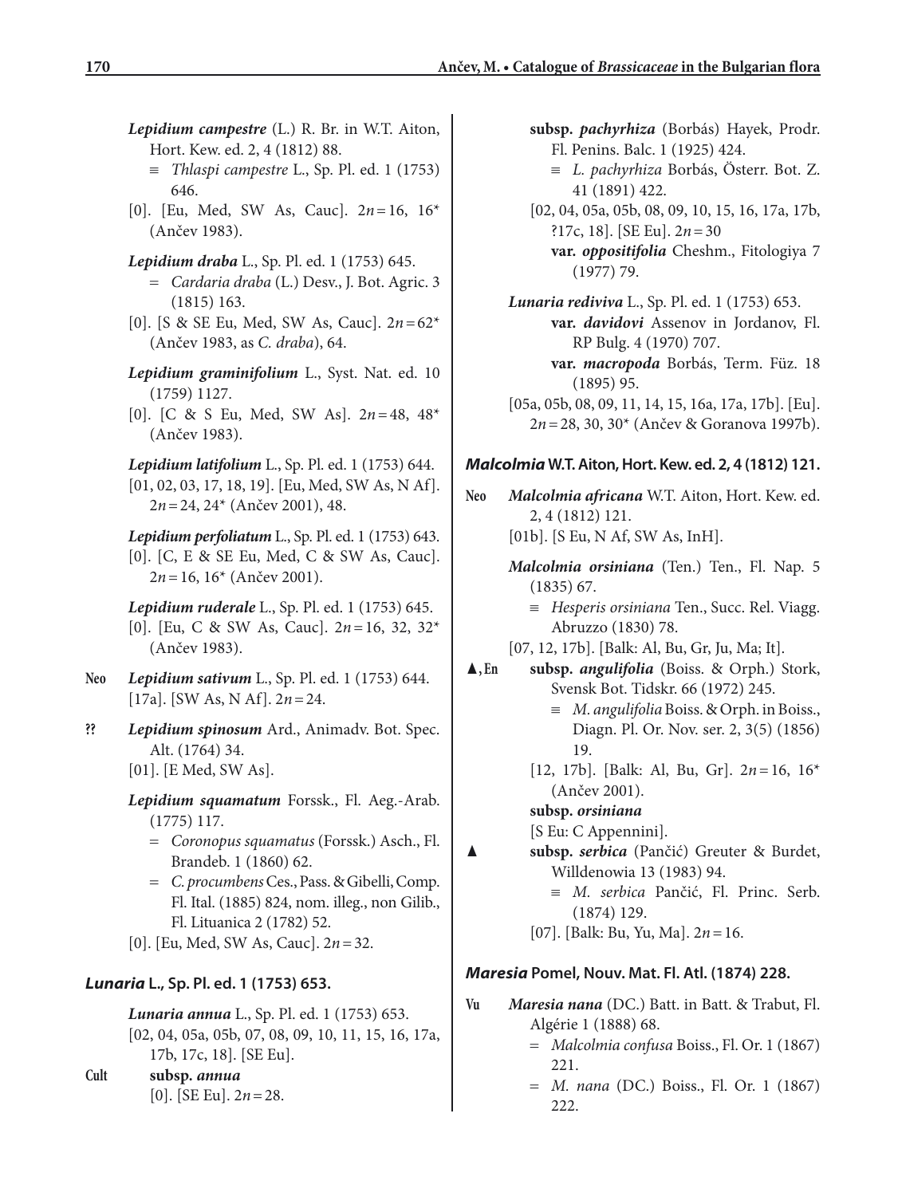*Lepidium campestre* (L.) R. Br. in W.T. Aiton, Hort. Kew. ed. 2, 4 (1812) 88.
≡ *Thlaspi campestre* L., Sp. Pl. ed. 1 (1753) 646.
[0]. [Eu, Med, SW As, Cauc]. 2*n* = 16, 16* (Ančev 1983).

*Lepidium draba* L., Sp. Pl. ed. 1 (1753) 645.
= *Cardaria draba* (L.) Desv., J. Bot. Agric. 3 (1815) 163.
[0]. [S & SE Eu, Med, SW As, Cauc]. 2*n* = 62* (Ančev 1983, as *C. draba*), 64.

*Lepidium graminifolium* L., Syst. Nat. ed. 10 (1759) 1127.
[0]. [C & S Eu, Med, SW As]. 2*n* = 48, 48* (Ančev 1983).

*Lepidium latifolium* L., Sp. Pl. ed. 1 (1753) 644.
[01, 02, 03, 17, 18, 19]. [Eu, Med, SW As, N Af]. 2*n* = 24, 24* (Ančev 2001), 48.

*Lepidium perfoliatum* L., Sp. Pl. ed. 1 (1753) 643.
[0]. [C, E & SE Eu, Med, C & SW As, Cauc]. 2*n* = 16, 16* (Ančev 2001).

*Lepidium ruderale* L., Sp. Pl. ed. 1 (1753) 645.
[0]. [Eu, C & SW As, Cauc]. 2*n* = 16, 32, 32* (Ančev 1983).

**Neo** *Lepidium sativum* L., Sp. Pl. ed. 1 (1753) 644.
[17a]. [SW As, N Af]. 2*n* = 24.

**??** *Lepidium spinosum* Ard., Animadv. Bot. Spec. Alt. (1764) 34.
[01]. [E Med, SW As].

*Lepidium squamatum* Forssk., Fl. Aeg.-Arab. (1775) 117.
= *Coronopus squamatus* (Forssk.) Asch., Fl. Brandeb. 1 (1860) 62.
= *C. procumbens* Ces., Pass. & Gibelli, Comp. Fl. Ital. (1885) 824, nom. illeg., non Gilib., Fl. Lituanica 2 (1782) 52.
[0]. [Eu, Med, SW As, Cauc]. 2*n* = 32.

### *Lunaria* L., Sp. Pl. ed. 1 (1753) 653.

*Lunaria annua* L., Sp. Pl. ed. 1 (1753) 653.
[02, 04, 05a, 05b, 07, 08, 09, 10, 11, 15, 16, 17a, 17b, 17c, 18]. [SE Eu].

**Cult** **subsp.** ***annua***
[0]. [SE Eu]. 2*n* = 28.

**subsp.** ***pachyrhiza*** (Borbás) Hayek, Prodr. Fl. Penins. Balc. 1 (1925) 424.
≡ *L. pachyrhiza* Borbás, Österr. Bot. Z. 41 (1891) 422.
[02, 04, 05a, 05b, 08, 09, 10, 15, 16, 17a, 17b, ?17c, 18]. [SE Eu]. 2*n* = 30

**var.** ***oppositifolia*** Cheshm., Fitologiya 7 (1977) 79.

*Lunaria rediviva* L., Sp. Pl. ed. 1 (1753) 653.

**var.** ***davidovi*** Assenov in Jordanov, Fl. RP Bulg. 4 (1970) 707.

**var.** ***macropoda*** Borbás, Term. Füz. 18 (1895) 95.

[05a, 05b, 08, 09, 11, 14, 15, 16a, 17a, 17b]. [Eu]. 2*n* = 28, 30, 30* (Ančev & Goranova 1997b).

### *Malcolmia* W.T. Aiton, Hort. Kew. ed. 2, 4 (1812) 121.

**Neo** *Malcolmia africana* W.T. Aiton, Hort. Kew. ed. 2, 4 (1812) 121.
[01b]. [S Eu, N Af, SW As, InH].

*Malcolmia orsiniana* (Ten.) Ten., Fl. Nap. 5 (1835) 67.
≡ *Hesperis orsiniana* Ten., Succ. Rel. Viagg. Abruzzo (1830) 78.
[07, 12, 17b]. [Balk: Al, Bu, Gr, Ju, Ma; It].

**▲, En** **subsp.** ***angulifolia*** (Boiss. & Orph.) Stork, Svensk Bot. Tidskr. 66 (1972) 245.
≡ *M. angulifolia* Boiss. & Orph. in Boiss., Diagn. Pl. Or. Nov. ser. 2, 3(5) (1856) 19.
[12, 17b]. [Balk: Al, Bu, Gr]. 2*n* = 16, 16* (Ančev 2001).

**subsp.** ***orsiniana***
[S Eu: C Appennini].

**▲** **subsp.** ***serbica*** (Pančić) Greuter & Burdet, Willdenowia 13 (1983) 94.
≡ *M. serbica* Pančić, Fl. Princ. Serb. (1874) 129.
[07]. [Balk: Bu, Yu, Ma]. 2*n* = 16.

### *Maresia* Pomel, Nouv. Mat. Fl. Atl. (1874) 228.

**Vu** *Maresia nana* (DC.) Batt. in Batt. & Trabut, Fl. Algérie 1 (1888) 68.
= *Malcolmia confusa* Boiss., Fl. Or. 1 (1867) 221.
= *M. nana* (DC.) Boiss., Fl. Or. 1 (1867) 222.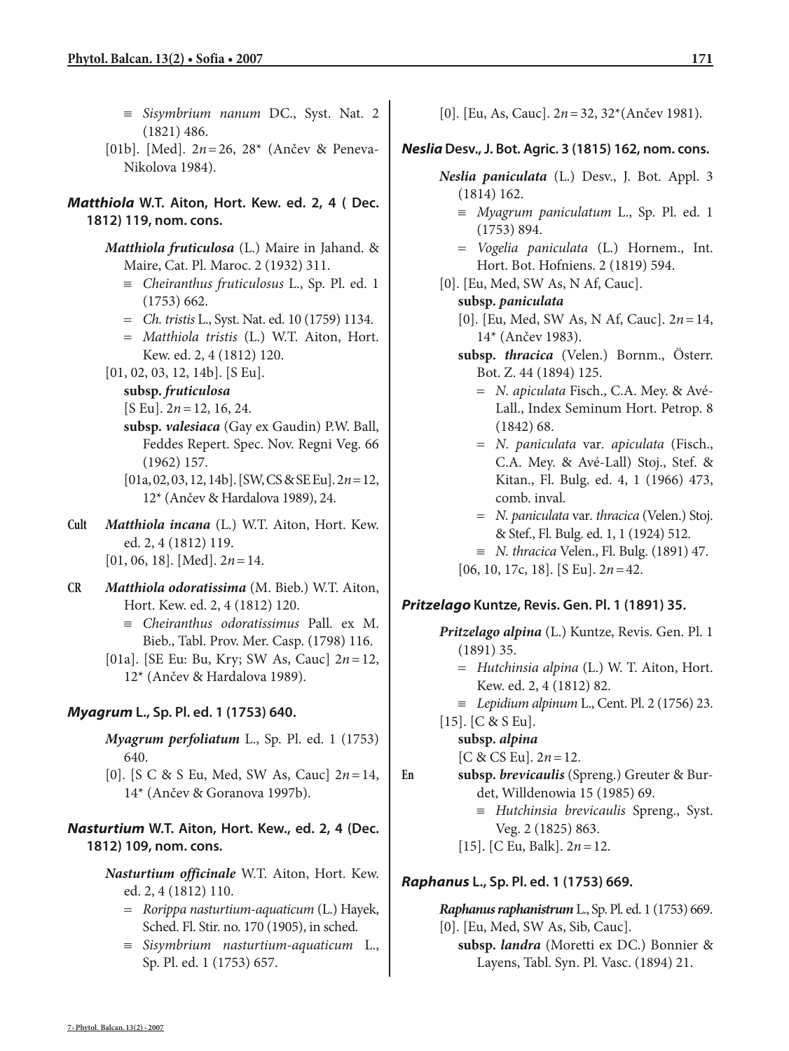≡ *Sisymbrium nanum* DC., Syst. Nat. 2 (1821) 486.

[01b]. [Med]. $2n = 26$, 28* (Ančev & Peneva-Nikolova 1984).

***Matthiola*** **W.T. Aiton, Hort. Kew. ed. 2, 4 ( Dec. 1812) 119, nom. cons.**

***Matthiola fruticulosa*** (L.) Maire in Jahand. & Maire, Cat. Pl. Maroc. 2 (1932) 311.

≡ *Cheiranthus fruticulosus* L., Sp. Pl. ed. 1 (1753) 662.

= *Ch. tristis* L., Syst. Nat. ed. 10 (1759) 1134.

= *Matthiola tristis* (L.) W.T. Aiton, Hort. Kew. ed. 2, 4 (1812) 120.

[01, 02, 03, 12, 14b]. [S Eu].

**subsp. *fruticulosa***

[S Eu]. $2n = 12$, 16, 24.

**subsp. *valesiaca*** (Gay ex Gaudin) P.W. Ball, Feddes Repert. Spec. Nov. Regni Veg. 66 (1962) 157.

[01a, 02, 03, 12, 14b]. [SW, CS & SE Eu]. $2n = 12$, 12* (Ančev & Hardalova 1989), 24.

Cult ***Matthiola incana*** (L.) W.T. Aiton, Hort. Kew. ed. 2, 4 (1812) 119.

[01, 06, 18]. [Med]. $2n = 14$.

CR ***Matthiola odoratissima*** (M. Bieb.) W.T. Aiton, Hort. Kew. ed. 2, 4 (1812) 120.

≡ *Cheiranthus odoratissimus* Pall. ex M. Bieb., Tabl. Prov. Mer. Casp. (1798) 116.

[01a]. [SE Eu: Bu, Kry; SW As, Cauc] $2n = 12$, 12* (Ančev & Hardalova 1989).

***Myagrum*** **L., Sp. Pl. ed. 1 (1753) 640.**

***Myagrum perfoliatum*** L., Sp. Pl. ed. 1 (1753) 640.

[0]. [S C & S Eu, Med, SW As, Cauc] $2n = 14$, 14* (Ančev & Goranova 1997b).

***Nasturtium*** **W.T. Aiton, Hort. Kew., ed. 2, 4 (Dec. 1812) 109, nom. cons.**

***Nasturtium officinale*** W.T. Aiton, Hort. Kew. ed. 2, 4 (1812) 110.

= *Rorippa nasturtium-aquaticum* (L.) Hayek, Sched. Fl. Stir. no. 170 (1905), in sched.

≡ *Sisymbrium nasturtium-aquaticum* L., Sp. Pl. ed. 1 (1753) 657.

[0]. [Eu, As, Cauc]. $2n = 32$, 32* (Ančev 1981).

***Neslia*** **Desv., J. Bot. Agric. 3 (1815) 162, nom. cons.**

***Neslia paniculata*** (L.) Desv., J. Bot. Appl. 3 (1814) 162.

≡ *Myagrum paniculatum* L., Sp. Pl. ed. 1 (1753) 894.

= *Vogelia paniculata* (L.) Hornem., Int. Hort. Bot. Hofniens. 2 (1819) 594.

[0]. [Eu, Med, SW As, N Af, Cauc].

**subsp. *paniculata***

[0]. [Eu, Med, SW As, N Af, Cauc]. $2n = 14$, 14* (Ančev 1983).

**subsp. *thracica*** (Velen.) Bornm., Österr. Bot. Z. 44 (1894) 125.

= *N. apiculata* Fisch., C.A. Mey. & Avé-Lall., Index Seminum Hort. Petrop. 8 (1842) 68.

= *N. paniculata* var. *apiculata* (Fisch., C.A. Mey. & Avé-Lall) Stoj., Stef. & Kitan., Fl. Bulg. ed. 4, 1 (1966) 473, comb. inval.

= *N. paniculata* var. *thracica* (Velen.) Stoj. & Stef., Fl. Bulg. ed. 1, 1 (1924) 512.

≡ *N. thracica* Velen., Fl. Bulg. (1891) 47.

[06, 10, 17c, 18]. [S Eu]. $2n = 42$.

***Pritzelago*** **Kuntze, Revis. Gen. Pl. 1 (1891) 35.**

***Pritzelago alpina*** (L.) Kuntze, Revis. Gen. Pl. 1 (1891) 35.

= *Hutchinsia alpina* (L.) W. T. Aiton, Hort. Kew. ed. 2, 4 (1812) 82.

≡ *Lepidium alpinum* L., Cent. Pl. 2 (1756) 23.

[15]. [C & S Eu].

**subsp. *alpina***

[C & CS Eu]. $2n = 12$.

En **subsp. *brevicaulis*** (Spreng.) Greuter & Burdet, Willdenowia 15 (1985) 69.

≡ *Hutchinsia brevicaulis* Spreng., Syst. Veg. 2 (1825) 863.

[15]. [C Eu, Balk]. $2n = 12$.

***Raphanus*** **L., Sp. Pl. ed. 1 (1753) 669.**

***Raphanus raphanistrum*** L., Sp. Pl. ed. 1 (1753) 669.

[0]. [Eu, Med, SW As, Sib, Cauc].

**subsp. *landra*** (Moretti ex DC.) Bonnier & Layens, Tabl. Syn. Pl. Vasc. (1894) 21.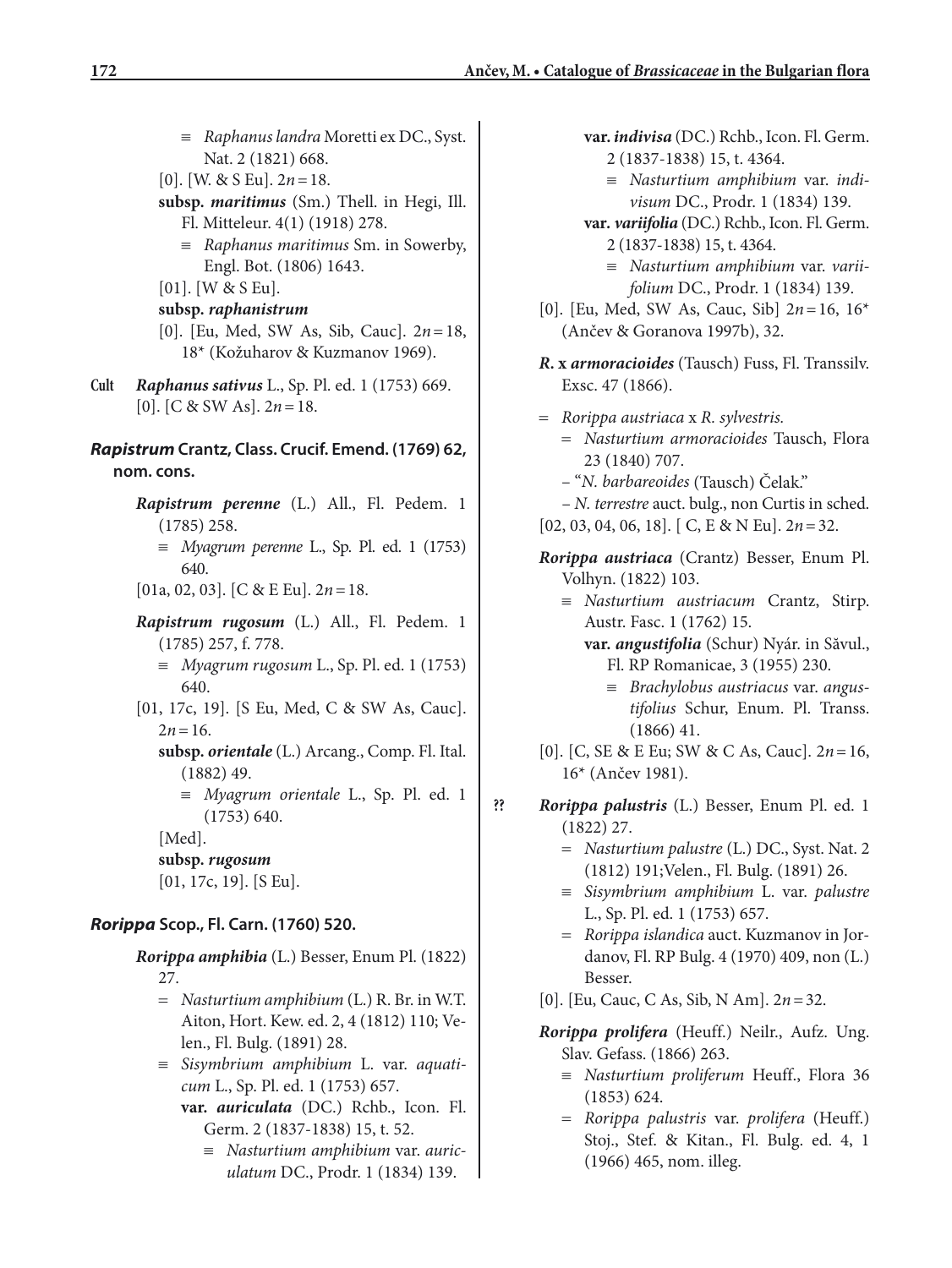≡ *Raphanus landra* Moretti ex DC., Syst. Nat. 2 (1821) 668.

[0]. [W. & S Eu]. $2n = 18$.

**subsp. *maritimus*** (Sm.) Thell. in Hegi, Ill. Fl. Mitteleur. 4(1) (1918) 278.

≡ *Raphanus maritimus* Sm. in Sowerby, Engl. Bot. (1806) 1643.

[01]. [W & S Eu].

**subsp. *raphanistrum***

[0]. [Eu, Med, SW As, Sib, Cauc]. $2n = 18$, 18* (Kožuharov & Kuzmanov 1969).

**Cult** ***Raphanus sativus*** L., Sp. Pl. ed. 1 (1753) 669.

[0]. [C & SW As]. $2n = 18$.

### *Rapistrum* Crantz, Class. Crucif. Emend. (1769) 62, nom. cons.

***Rapistrum perenne*** (L.) All., Fl. Pedem. 1 (1785) 258.

≡ *Myagrum perenne* L., Sp. Pl. ed. 1 (1753) 640.

[01a, 02, 03]. [C & E Eu]. $2n = 18$.

***Rapistrum rugosum*** (L.) All., Fl. Pedem. 1 (1785) 257, f. 778.

≡ *Myagrum rugosum* L., Sp. Pl. ed. 1 (1753) 640.

[01, 17c, 19]. [S Eu, Med, C & SW As, Cauc]. $2n = 16$.

**subsp. *orientale*** (L.) Arcang., Comp. Fl. Ital. (1882) 49.

≡ *Myagrum orientale* L., Sp. Pl. ed. 1 (1753) 640.

[Med].

**subsp. *rugosum***

[01, 17c, 19]. [S Eu].

### *Rorippa* Scop., Fl. Carn. (1760) 520.

***Rorippa amphibia*** (L.) Besser, Enum Pl. (1822) 27.

= *Nasturtium amphibium* (L.) R. Br. in W.T. Aiton, Hort. Kew. ed. 2, 4 (1812) 110; Velen., Fl. Bulg. (1891) 28.

≡ *Sisymbrium amphibium* L. var. *aquaticum* L., Sp. Pl. ed. 1 (1753) 657.

**var. *auriculata*** (DC.) Rchb., Icon. Fl. Germ. 2 (1837-1838) 15, t. 52.

≡ *Nasturtium amphibium* var. *auriculatum* DC., Prodr. 1 (1834) 139.

**var. *indivisa*** (DC.) Rchb., Icon. Fl. Germ. 2 (1837-1838) 15, t. 4364.

≡ *Nasturtium amphibium* var. *indivisum* DC., Prodr. 1 (1834) 139.

**var. *variifolia*** (DC.) Rchb., Icon. Fl. Germ. 2 (1837-1838) 15, t. 4364.

≡ *Nasturtium amphibium* var. *variifolium* DC., Prodr. 1 (1834) 139.

[0]. [Eu, Med, SW As, Cauc, Sib] $2n = 16$, 16* (Ančev & Goranova 1997b), 32.

***R.* x *armoracioides*** (Tausch) Fuss, Fl. Transsilv. Exsc. 47 (1866).

= *Rorippa austriaca* x *R. sylvestris*.

= *Nasturtium armoracioides* Tausch, Flora 23 (1840) 707.

– "*N. barbareoides* (Tausch) Čelak."

– *N. terrestre* auct. bulg., non Curtis in sched.

[02, 03, 04, 06, 18]. [ C, E & N Eu]. $2n = 32$.

***Rorippa austriaca*** (Crantz) Besser, Enum Pl. Volhyn. (1822) 103.

≡ *Nasturtium austriacum* Crantz, Stirp. Austr. Fasc. 1 (1762) 15.

**var. *angustifolia*** (Schur) Nyár. in Săvul., Fl. RP Romanicae, 3 (1955) 230.

≡ *Brachylobus austriacus* var. *angustifolius* Schur, Enum. Pl. Transs. (1866) 41.

[0]. [C, SE & E Eu; SW & C As, Cauc]. $2n = 16$, 16* (Ančev 1981).

**??** ***Rorippa palustris*** (L.) Besser, Enum Pl. ed. 1 (1822) 27.

= *Nasturtium palustre* (L.) DC., Syst. Nat. 2 (1812) 191;Velen., Fl. Bulg. (1891) 26.

≡ *Sisymbrium amphibium* L. var. *palustre* L., Sp. Pl. ed. 1 (1753) 657.

= *Rorippa islandica* auct. Kuzmanov in Jordanov, Fl. RP Bulg. 4 (1970) 409, non (L.) Besser.

[0]. [Eu, Cauc, C As, Sib, N Am]. $2n = 32$.

***Rorippa prolifera*** (Heuff.) Neilr., Aufz. Ung. Slav. Gefass. (1866) 263.

≡ *Nasturtium proliferum* Heuff., Flora 36 (1853) 624.

= *Rorippa palustris* var. *prolifera* (Heuff.) Stoj., Stef. & Kitan., Fl. Bulg. ed. 4, 1 (1966) 465, nom. illeg.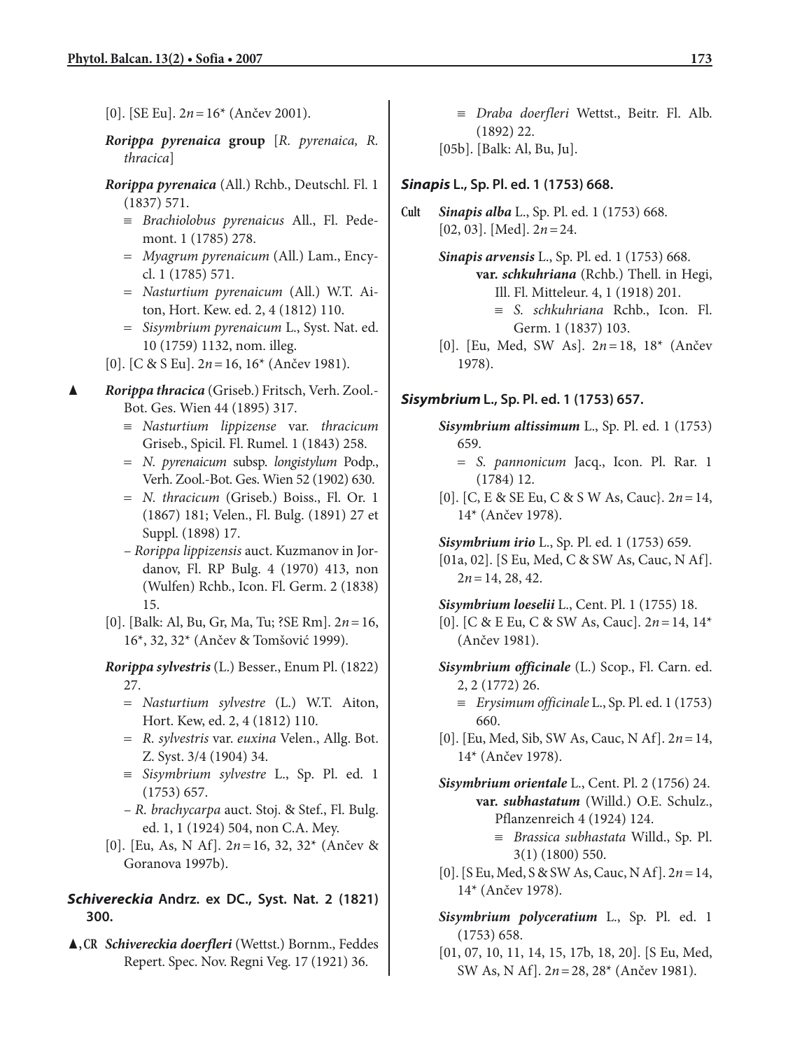[0]. [SE Eu]. $2n = 16$* (Ančev 2001).

***Rorippa pyrenaica* group** [*R. pyrenaica, R. thracica*]

***Rorippa pyrenaica*** (All.) Rchb., Deutschl. Fl. 1 (1837) 571.

≡ *Brachiolobus pyrenaicus* All., Fl. Pedemont. 1 (1785) 278.

= *Myagrum pyrenaicum* (All.) Lam., Encycl. 1 (1785) 571.

= *Nasturtium pyrenaicum* (All.) W.T. Aiton, Hort. Kew. ed. 2, 4 (1812) 110.

= *Sisymbrium pyrenaicum* L., Syst. Nat. ed. 10 (1759) 1132, nom. illeg.

[0]. [C & S Eu]. $2n = 16$, 16* (Ančev 1981).

▲ ***Rorippa thracica*** (Griseb.) Fritsch, Verh. Zool.-Bot. Ges. Wien 44 (1895) 317.

≡ *Nasturtium lippizense* var. *thracicum* Griseb., Spicil. Fl. Rumel. 1 (1843) 258.

= *N. pyrenaicum* subsp. *longistylum* Podp., Verh. Zool.-Bot. Ges. Wien 52 (1902) 630.

= *N. thracicum* (Griseb.) Boiss., Fl. Or. 1 (1867) 181; Velen., Fl. Bulg. (1891) 27 et Suppl. (1898) 17.

– *Rorippa lippizensis* auct. Kuzmanov in Jordanov, Fl. RP Bulg. 4 (1970) 413, non (Wulfen) Rchb., Icon. Fl. Germ. 2 (1838) 15.

[0]. [Balk: Al, Bu, Gr, Ma, Tu; ?SE Rm]. $2n = 16$, 16*, 32, 32* (Ančev & Tomšović 1999).

***Rorippa sylvestris*** (L.) Besser., Enum Pl. (1822) 27.

= *Nasturtium sylvestre* (L.) W.T. Aiton, Hort. Kew, ed. 2, 4 (1812) 110.

= *R. sylvestris* var. *euxina* Velen., Allg. Bot. Z. Syst. 3/4 (1904) 34.

≡ *Sisymbrium sylvestre* L., Sp. Pl. ed. 1 (1753) 657.

– *R. brachycarpa* auct. Stoj. & Stef., Fl. Bulg. ed. 1, 1 (1924) 504, non C.A. Mey.

[0]. [Eu, As, N Af]. $2n = 16$, 32, 32* (Ančev & Goranova 1997b).

### *Schivereckia* Andrz. ex DC., Syst. Nat. 2 (1821) 300.

▲, CR ***Schivereckia doerfleri*** (Wettst.) Bornm., Feddes Repert. Spec. Nov. Regni Veg. 17 (1921) 36.

≡ *Draba doerfleri* Wettst., Beitr. Fl. Alb. (1892) 22.

[05b]. [Balk: Al, Bu, Ju].

### *Sinapis* L., Sp. Pl. ed. 1 (1753) 668.

Cult ***Sinapis alba*** L., Sp. Pl. ed. 1 (1753) 668.

[02, 03]. [Med]. $2n = 24$.

***Sinapis arvensis*** L., Sp. Pl. ed. 1 (1753) 668.

**var. *schkuhriana*** (Rchb.) Thell. in Hegi, Ill. Fl. Mitteleur. 4, 1 (1918) 201.

≡ *S. schkuhriana* Rchb., Icon. Fl. Germ. 1 (1837) 103.

[0]. [Eu, Med, SW As]. $2n = 18$, 18* (Ančev 1978).

### *Sisymbrium* L., Sp. Pl. ed. 1 (1753) 657.

***Sisymbrium altissimum*** L., Sp. Pl. ed. 1 (1753) 659.

= *S. pannonicum* Jacq., Icon. Pl. Rar. 1 (1784) 12.

[0]. [C, E & SE Eu, C & S W As, Cauc}. $2n = 14$, 14* (Ančev 1978).

***Sisymbrium irio*** L., Sp. Pl. ed. 1 (1753) 659.

[01a, 02]. [S Eu, Med, C & SW As, Cauc, N Af]. $2n = 14$, 28, 42.

***Sisymbrium loeselii*** L., Cent. Pl. 1 (1755) 18.

[0]. [C & E Eu, C & SW As, Cauc]. $2n = 14$, 14* (Ančev 1981).

***Sisymbrium officinale*** (L.) Scop., Fl. Carn. ed. 2, 2 (1772) 26.

≡ *Erysimum officinale* L., Sp. Pl. ed. 1 (1753) 660.

[0]. [Eu, Med, Sib, SW As, Cauc, N Af]. $2n = 14$, 14* (Ančev 1978).

***Sisymbrium orientale*** L., Cent. Pl. 2 (1756) 24.

**var. *subhastatum*** (Willd.) O.E. Schulz., Pflanzenreich 4 (1924) 124.

≡ *Brassica subhastata* Willd., Sp. Pl. 3(1) (1800) 550.

[0]. [S Eu, Med, S & SW As, Cauc, N Af]. $2n = 14$, 14* (Ančev 1978).

***Sisymbrium polyceratium*** L., Sp. Pl. ed. 1 (1753) 658.

[01, 07, 10, 11, 14, 15, 17b, 18, 20]. [S Eu, Med, SW As, N Af]. $2n = 28$, 28* (Ančev 1981).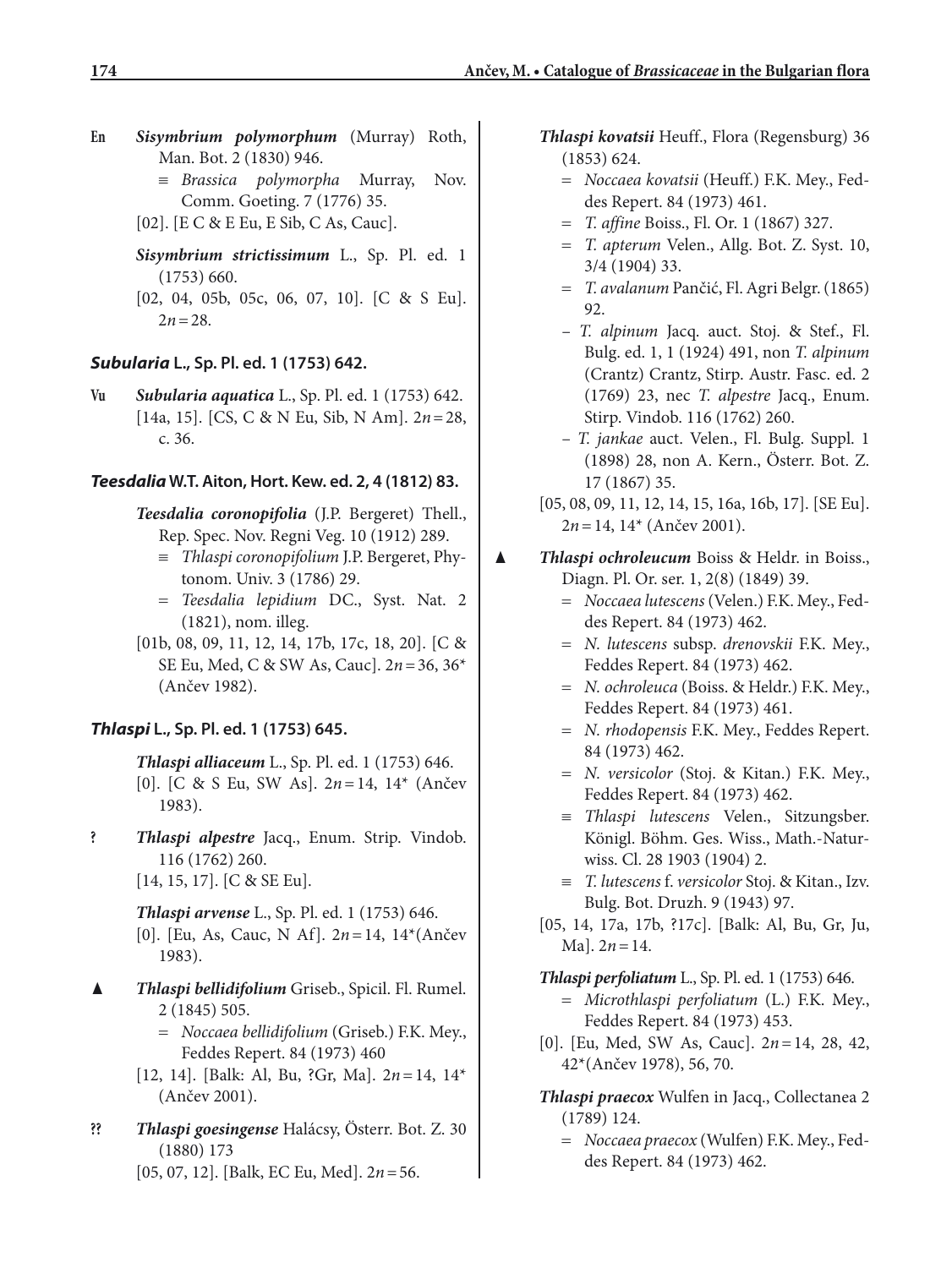En *Sisymbrium polymorphum* (Murray) Roth, Man. Bot. 2 (1830) 946.
≡ *Brassica polymorpha* Murray, Nov. Comm. Goeting. 7 (1776) 35.
[02]. [E C & E Eu, E Sib, C As, Cauc].

*Sisymbrium strictissimum* L., Sp. Pl. ed. 1 (1753) 660.
[02, 04, 05b, 05c, 06, 07, 10]. [C & S Eu]. $2n = 28$.

### *Subularia* L., Sp. Pl. ed. 1 (1753) 642.

Vu *Subularia aquatica* L., Sp. Pl. ed. 1 (1753) 642.
[14a, 15]. [CS, C & N Eu, Sib, N Am]. $2n = 28$, c. 36.

### *Teesdalia* W.T. Aiton, Hort. Kew. ed. 2, 4 (1812) 83.

*Teesdalia coronopifolia* (J.P. Bergeret) Thell., Rep. Spec. Nov. Regni Veg. 10 (1912) 289.
≡ *Thlaspi coronopifolium* J.P. Bergeret, Phytonom. Univ. 3 (1786) 29.
= *Teesdalia lepidium* DC., Syst. Nat. 2 (1821), nom. illeg.
[01b, 08, 09, 11, 12, 14, 17b, 17c, 18, 20]. [C & SE Eu, Med, C & SW As, Cauc]. $2n = 36$, 36* (Ančev 1982).

### *Thlaspi* L., Sp. Pl. ed. 1 (1753) 645.

*Thlaspi alliaceum* L., Sp. Pl. ed. 1 (1753) 646.
[0]. [C & S Eu, SW As]. $2n = 14$, 14* (Ančev 1983).

? *Thlaspi alpestre* Jacq., Enum. Strip. Vindob. 116 (1762) 260.
[14, 15, 17]. [C & SE Eu].

*Thlaspi arvense* L., Sp. Pl. ed. 1 (1753) 646.
[0]. [Eu, As, Cauc, N Af]. $2n = 14$, 14*(Ančev 1983).

▲ *Thlaspi bellidifolium* Griseb., Spicil. Fl. Rumel. 2 (1845) 505.
= *Noccaea bellidifolium* (Griseb.) F.K. Mey., Feddes Repert. 84 (1973) 460
[12, 14]. [Balk: Al, Bu, ?Gr, Ma]. $2n = 14$, 14* (Ančev 2001).

?? *Thlaspi goesingense* Halácsy, Österr. Bot. Z. 30 (1880) 173
[05, 07, 12]. [Balk, EC Eu, Med]. $2n = 56$.

*Thlaspi kovatsii* Heuff., Flora (Regensburg) 36 (1853) 624.
= *Noccaea kovatsii* (Heuff.) F.K. Mey., Feddes Repert. 84 (1973) 461.
= *T. affine* Boiss., Fl. Or. 1 (1867) 327.
= *T. apterum* Velen., Allg. Bot. Z. Syst. 10, 3/4 (1904) 33.
= *T. avalanum* Pančić, Fl. Agri Belgr. (1865) 92.
– *T. alpinum* Jacq. auct. Stoj. & Stef., Fl. Bulg. ed. 1, 1 (1924) 491, non *T. alpinum* (Crantz) Crantz, Stirp. Austr. Fasc. ed. 2 (1769) 23, nec *T. alpestre* Jacq., Enum. Stirp. Vindob. 116 (1762) 260.
– *T. jankae* auct. Velen., Fl. Bulg. Suppl. 1 (1898) 28, non A. Kern., Österr. Bot. Z. 17 (1867) 35.
[05, 08, 09, 11, 12, 14, 15, 16a, 16b, 17]. [SE Eu]. $2n = 14$, 14* (Ančev 2001).

▲ *Thlaspi ochroleucum* Boiss & Heldr. in Boiss., Diagn. Pl. Or. ser. 1, 2(8) (1849) 39.
= *Noccaea lutescens* (Velen.) F.K. Mey., Feddes Repert. 84 (1973) 462.
= *N. lutescens* subsp. *drenovskii* F.K. Mey., Feddes Repert. 84 (1973) 462.
= *N. ochroleuca* (Boiss. & Heldr.) F.K. Mey., Feddes Repert. 84 (1973) 461.
= *N. rhodopensis* F.K. Mey., Feddes Repert. 84 (1973) 462.
= *N. versicolor* (Stoj. & Kitan.) F.K. Mey., Feddes Repert. 84 (1973) 462.
≡ *Thlaspi lutescens* Velen., Sitzungsber. Königl. Böhm. Ges. Wiss., Math.-Naturwiss. Cl. 28 1903 (1904) 2.
≡ *T. lutescens* f. *versicolor* Stoj. & Kitan., Izv. Bulg. Bot. Druzh. 9 (1943) 97.
[05, 14, 17a, 17b, ?17c]. [Balk: Al, Bu, Gr, Ju, Ma]. $2n = 14$.

*Thlaspi perfoliatum* L., Sp. Pl. ed. 1 (1753) 646.
= *Microthlaspi perfoliatum* (L.) F.K. Mey., Feddes Repert. 84 (1973) 453.
[0]. [Eu, Med, SW As, Cauc]. $2n = 14$, 28, 42, 42*(Ančev 1978), 56, 70.

*Thlaspi praecox* Wulfen in Jacq., Collectanea 2 (1789) 124.
= *Noccaea praecox* (Wulfen) F.K. Mey., Feddes Repert. 84 (1973) 462.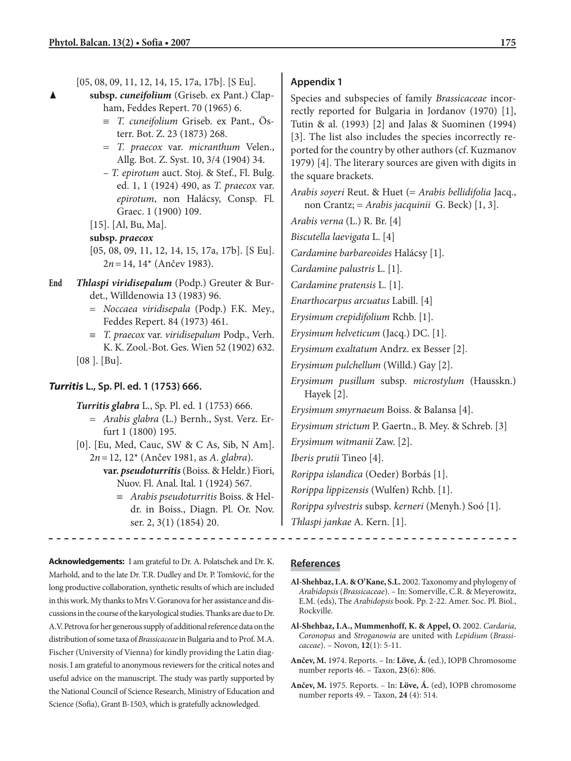[05, 08, 09, 11, 12, 14, 15, 17a, 17b]. [S Eu].

▲ **subsp. *cuneifolium*** (Griseb. ex Pant.) Clapham, Feddes Repert. 70 (1965) 6.

≡ *T. cuneifolium* Griseb. ex Pant., Österr. Bot. Z. 23 (1873) 268.

= *T. praecox* var. *micranthum* Velen., Allg. Bot. Z. Syst. 10, 3/4 (1904) 34.

– *T. epirotum* auct. Stoj. & Stef., Fl. Bulg. ed. 1, 1 (1924) 490, as *T. praecox* var. *epirotum*, non Halácsy, Consp. Fl. Graec. 1 (1900) 109.

[15]. [Al, Bu, Ma].

**subsp. *praecox***

[05, 08, 09, 11, 12, 14, 15, 17a, 17b]. [S Eu]. $2n = 14, 14^*$ (087ančev 1983).

**End** ***Thlaspi viridisepalum*** (Podp.) Greuter & Burdet., Willdenowia 13 (1983) 96.

= *Noccaea viridisepala* (Podp.) F.K. Mey., Feddes Repert. 84 (1973) 461.

≡ *T. praecox* var. *viridisepalum* Podp., Verh. K. K. Zool.-Bot. Ges. Wien 52 (1902) 632.

[08 ]. [Bu].

### ***Turritis*** **L., Sp. Pl. ed. 1 (1753) 666.**

***Turritis glabra*** L., Sp. Pl. ed. 1 (1753) 666.

= *Arabis glabra* (L.) Bernh., Syst. Verz. Erfurt 1 (1800) 195.

[0]. [Eu, Med, Cauc, SW & C As, Sib, N Am]. $2n = 12, 12^*$ (Ančev 1981, as *A. glabra*).

**var. *pseudoturritis*** (Boiss. & Heldr.) Fiori, Nuov. Fl. Anal. Ital. 1 (1924) 567.

≡ *Arabis pseudoturritis* Boiss. & Heldr. in Boiss., Diagn. Pl. Or. Nov. ser. 2, 3(1) (1854) 20.

## Appendix 1

Species and subspecies of family *Brassicaceae* incorrectly reported for Bulgaria in Jordanov (1970) [1], Tutin & al. (1993) [2] and Jalas & Suominen (1994) [3]. The list also includes the species incorrectly reported for the country by other authors (cf. Kuzmanov 1979) [4]. The literary sources are given with digits in the square brackets.

*Arabis soyeri* Reut. & Huet (= *Arabis bellidifolia* Jacq., non Crantz; = *Arabis jacquinii* G. Beck) [1, 3].

*Arabis verna* (L.) R. Br. [4]

*Biscutella laevigata* L. [4]

*Cardamine barbareoides* Halácsy [1].

*Cardamine palustris* L. [1].

*Cardamine pratensis* L. [1].

*Enarthocarpus arcuatus* Labill. [4]

*Erysimum crepidifolium* Rchb. [1].

*Erysimum helveticum* (Jacq.) DC. [1].

*Erysimum exaltatum* Andrz. ex Besser [2].

*Erysimum pulchellum* (Willd.) Gay [2].

*Erysimum pusillum* subsp. *microstylum* (Hausskn.) Hayek [2].

*Erysimum smyrnaeum* Boiss. & Balansa [4].

*Erysimum strictum* P. Gaertn., B. Mey. & Schreb. [3]

*Erysimum witmanii* Zaw. [2].

*Iberis prutii* Tineo [4].

*Rorippa islandica* (Oeder) Borbás [1].

*Rorippa lippizensis* (Wulfen) Rchb. [1].

*Rorippa sylvestris* subsp. *kerneri* (Menyh.) Soó [1].

*Thlaspi jankae* A. Kern. [1].

**Acknowledgements:** I am grateful to Dr. A. Polatschek and Dr. K. Marhold, and to the late Dr. T.R. Dudley and Dr. P. Tomšović, for the long productive collaboration, synthetic results of which are included in this work. My thanks to Mrs V. Goranova for her assistance and discussions in the course of the karyological studies. Thanks are due to Dr. A.V. Petrova for her generous supply of additional reference data on the distribution of some taxa of *Brassicaceae* in Bulgaria and to Prof. M.A. Fischer (University of Vienna) for kindly providing the Latin diagnosis. I am grateful to anonymous reviewers for the critical notes and useful advice on the manuscript. The study was partly supported by the National Council of Science Research, Ministry of Education and Science (Sofia), Grant B-1503, which is gratefully acknowledged.

## References

**Al-Shehbaz, I.A. & O'Kane, S.L.** 2002. Taxonomy and phylogeny of *Arabidopsis* (*Brassicaceae*). – In: Somerville, C.R. & Meyerowitz, E.M. (eds), The *Arabidopsis* book. Pp. 2-22. Amer. Soc. Pl. Biol., Rockville.

**Al-Shehbaz, I.A., Mummenhoff, K. & Appel, O.** 2002. *Cardaria*, *Coronopus* and *Stroganowia* are united with *Lepidium* (*Brassicaceae*). – Novon, **12**(1): 5-11.

**Ančev, M.** 1974. Reports. – In: **Löve, Á.** (ed.), IOPB Chromosome number reports 46. – Taxon, **23**(6): 806.

**Ančev, M.** 1975. Reports. – In: **Löve, Á.** (ed), IOPB chromosome number reports 49. – Taxon, **24** (4): 514.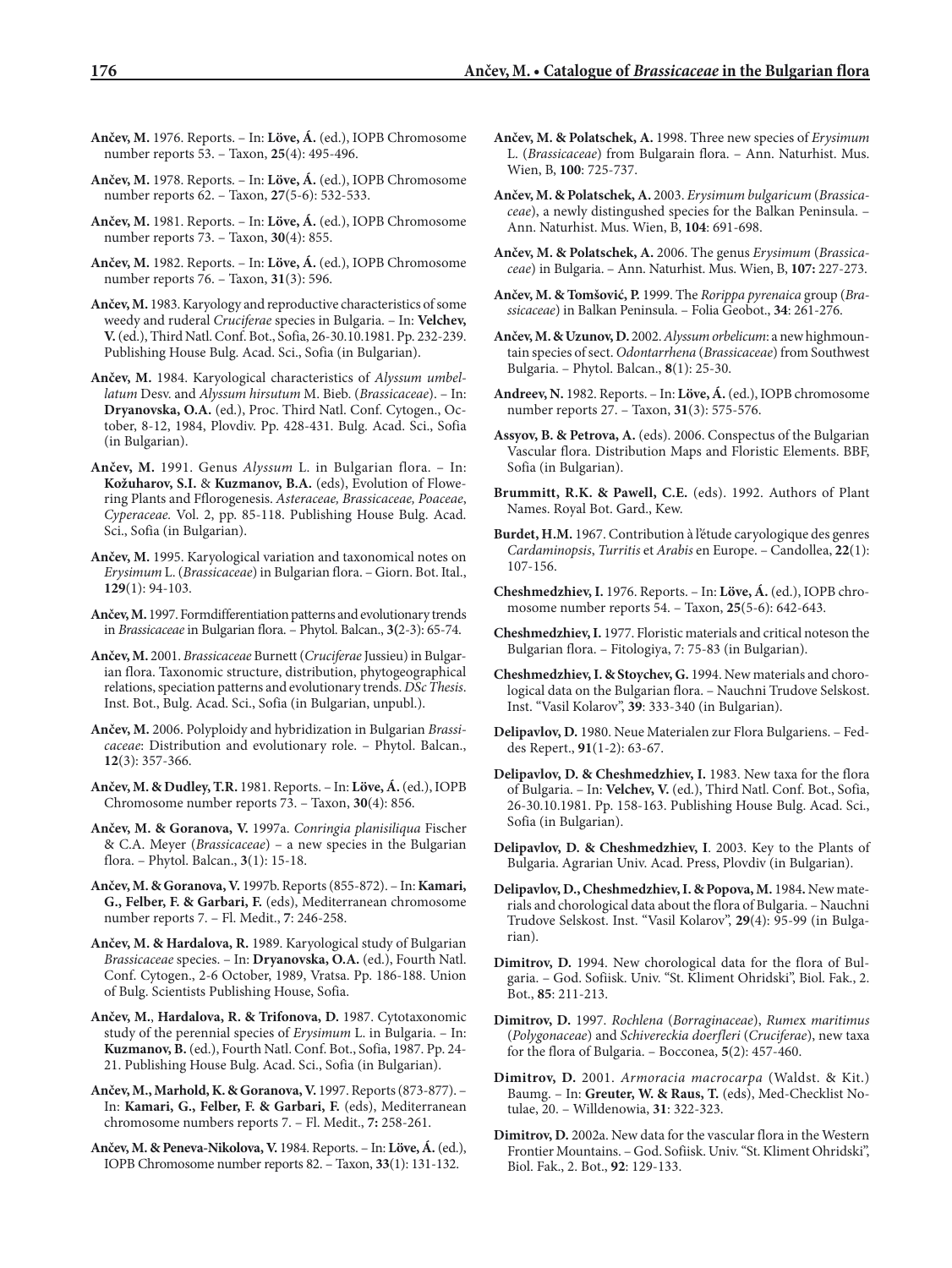**Ančev, M.** 1976. Reports. – In: **Löve, Á.** (ed.), IOPB Chromosome number reports 53. – Taxon, **25**(4): 495-496.

**Ančev, M.** 1978. Reports. – In: **Löve, Á.** (ed.), IOPB Chromosome number reports 62. – Taxon, **27**(5-6): 532-533.

**Ančev, M.** 1981. Reports. – In: **Löve, Á.** (ed.), IOPB Chromosome number reports 73. – Taxon, **30**(4): 855.

**Ančev, M.** 1982. Reports. – In: **Löve, Á.** (ed.), IOPB Chromosome number reports 76. – Taxon, **31**(3): 596.

**Ančev, M.** 1983. Karyology and reproductive characteristics of some weedy and ruderal *Cruciferae* species in Bulgaria. – In: **Velchev, V.** (ed.), Third Natl. Conf. Bot., Sofia, 26-30.10.1981. Pp. 232-239. Publishing House Bulg. Acad. Sci., Sofia (in Bulgarian).

**Ančev, M.** 1984. Karyological characteristics of *Alyssum umbellatum* Desv. and *Alyssum hirsutum* M. Bieb. (*Brassicaceae*). – In: **Dryanovska, O.A.** (ed.), Proc. Third Natl. Conf. Cytogen., October, 8-12, 1984, Plovdiv. Pp. 428-431. Bulg. Acad. Sci., Sofia (in Bulgarian).

**Ančev, M.** 1991. Genus *Alyssum* L. in Bulgarian flora. – In: **Kožuharov, S.I.** & **Kuzmanov, B.A.** (eds), Evolution of Flowering Plants and Florogenesis. *Asteraceae, Brassicaceae, Poaceae*, *Cyperaceae*. Vol. 2, pp. 85-118. Publishing House Bulg. Acad. Sci., Sofia (in Bulgarian).

**Ančev, M.** 1995. Karyological variation and taxonomical notes on *Erysimum* L. (*Brassicaceae*) in Bulgarian flora. – Giorn. Bot. Ital., **129**(1): 94-103.

**Ančev, M.** 1997. Formdifferentiation patterns and evolutionary trends in *Brassicaceae* in Bulgarian flora. – Phytol. Balcan., **3**(2-3): 65-74.

**Ančev, M.** 2001. *Brassicaceae* Burnett (*Cruciferae* Jussieu) in Bulgarian flora. Taxonomic structure, distribution, phytogeographical relations, speciation patterns and evolutionary trends. *DSc Thesis*. Inst. Bot., Bulg. Acad. Sci., Sofia (in Bulgarian, unpubl.).

**Ančev, M.** 2006. Polyploidy and hybridization in Bulgarian *Brassicaceae*: Distribution and evolutionary role. – Phytol. Balcan., **12**(3): 357-366.

**Ančev, M. & Dudley, T.R.** 1981. Reports. – In: **Löve, Á.** (ed.), IOPB Chromosome number reports 73. – Taxon, **30**(4): 856.

**Ančev, M. & Goranova, V.** 1997a. *Conringia planisiliqua* Fischer & C.A. Meyer (*Brassicaceae*) – a new species in the Bulgarian flora. – Phytol. Balcan., **3**(1): 15-18.

**Ančev, M. & Goranova, V.** 1997b. Reports (855-872). – In: **Kamari, G., Felber, F. & Garbari, F.** (eds), Mediterranean chromosome number reports 7. – Fl. Medit., **7**: 246-258.

**Ančev, M. & Hardalova, R.** 1989. Karyological study of Bulgarian *Brassicaceae* species. – In: **Dryanovska, O.A.** (ed.), Fourth Natl. Conf. Cytogen., 2-6 October, 1989, Vratsa. Pp. 186-188. Union of Bulg. Scientists Publishing House, Sofia.

**Ančev, M.**, **Hardalova, R. & Trifonova, D.** 1987. Cytotaxonomic study of the perennial species of *Erysimum* L. in Bulgaria. – In: **Kuzmanov, B.** (ed.), Fourth Natl. Conf. Bot., Sofia, 1987. Pp. 24-21. Publishing House Bulg. Acad. Sci., Sofia (in Bulgarian).

**Ančev, M., Marhold, K. & Goranova, V.** 1997. Reports (873-877). – In: **Kamari, G., Felber, F. & Garbari, F.** (eds), Mediterranean chromosome numbers reports 7. – Fl. Medit., **7:** 258-261.

**Ančev, M. & Peneva-Nikolova, V.** 1984. Reports. – In: **Löve, Á.** (ed.), IOPB Chromosome number reports 82. – Taxon, **33**(1): 131-132.

**Ančev, M. & Polatschek, A.** 1998. Three new species of *Erysimum* L. (*Brassicaceae*) from Bulgarain flora. – Ann. Naturhist. Mus. Wien, B, **100**: 725-737.

**Ančev, M. & Polatschek, A.** 2003. *Erysimum bulgaricum* (*Brassicaceae*), a newly distingushed species for the Balkan Peninsula. – Ann. Naturhist. Mus. Wien, B, **104**: 691-698.

**Ančev, M. & Polatschek, A.** 2006. The genus *Erysimum* (*Brassicaceae*) in Bulgaria. – Ann. Naturhist. Mus. Wien, B, **107:** 227-273.

**Ančev, M. & Tomšović, P.** 1999. The *Rorippa pyrenaica* group (*Brassicaceae*) in Balkan Peninsula. – Folia Geobot., **34**: 261-276.

**Ančev, M. & Uzunov, D.** 2002. *Alyssum orbelicum*: a new highmountain species of sect. *Odontarrhena* (*Brassicaceae*) from Southwest Bulgaria. – Phytol. Balcan., **8**(1): 25-30.

**Andreev, N.** 1982. Reports. – In: **Löve, Á.** (ed.), IOPB chromosome number reports 27. – Taxon, **31**(3): 575-576.

**Assyov, B. & Petrova, A.** (eds). 2006. Conspectus of the Bulgarian Vascular flora. Distribution Maps and Floristic Elements. BBF, Sofia (in Bulgarian).

**Brummitt, R.K. & Pawell, C.E.** (eds). 1992. Authors of Plant Names. Royal Bot. Gard., Kew.

**Burdet, H.M.** 1967. Contribution à l'étude caryologique des genres *Cardaminopsis*, *Turritis* et *Arabis* en Europe. – Candollea, **22**(1): 107-156.

**Cheshmedzhiev, I.** 1976. Reports. – In: **Löve, Á.** (ed.), IOPB chromosome number reports 54. – Taxon, **25**(5-6): 642-643.

**Cheshmedzhiev, I.** 1977. Floristic materials and critical noteson the Bulgarian flora. – Fitologiya, 7: 75-83 (in Bulgarian).

**Cheshmedzhiev, I. & Stoychev, G.** 1994. New materials and chorological data on the Bulgarian flora. – Nauchni Trudove Selskost. Inst. "Vasil Kolarov", **39**: 333-340 (in Bulgarian).

**Delipavlov, D.** 1980. Neue Materialen zur Flora Bulgariens. – Feddes Repert., **91**(1-2): 63-67.

**Delipavlov, D. & Cheshmedzhiev, I.** 1983. New taxa for the flora of Bulgaria. – In: **Velchev, V.** (ed.), Third Natl. Conf. Bot., Sofia, 26-30.10.1981. Pp. 158-163. Publishing House Bulg. Acad. Sci., Sofia (in Bulgarian).

**Delipavlov, D. & Cheshmedzhiev, I**. 2003. Key to the Plants of Bulgaria. Agrarian Univ. Acad. Press, Plovdiv (in Bulgarian).

**Delipavlov, D., Cheshmedzhiev, I. & Popova, M.** 1984**.** New materials and chorological data about the flora of Bulgaria. – Nauchni Trudove Selskost. Inst. "Vasil Kolarov", **29**(4): 95-99 (in Bulgarian).

**Dimitrov, D.** 1994. New chorological data for the flora of Bulgaria. – God. Sofiisk. Univ. "St. Kliment Ohridski", Biol. Fak., 2. Bot., **85**: 211-213.

**Dimitrov, D.** 1997. *Rochlena* (*Borraginaceae*), *Rumex maritimus* (*Polygonaceae*) and *Schivereckia doerfleri* (*Cruciferae*), new taxa for the flora of Bulgaria. – Bocconea, **5**(2): 457-460.

**Dimitrov, D.** 2001. *Armoracia macrocarpa* (Waldst. & Kit.) Baumg. – In: **Greuter, W. & Raus, T.** (eds), Med-Checklist Notulae, 20. – Willdenowia, **31**: 322-323.

**Dimitrov, D.** 2002a. New data for the vascular flora in the Western Frontier Mountains. – God. Sofiisk. Univ. "St. Kliment Ohridski", Biol. Fak., 2. Bot., **92**: 129-133.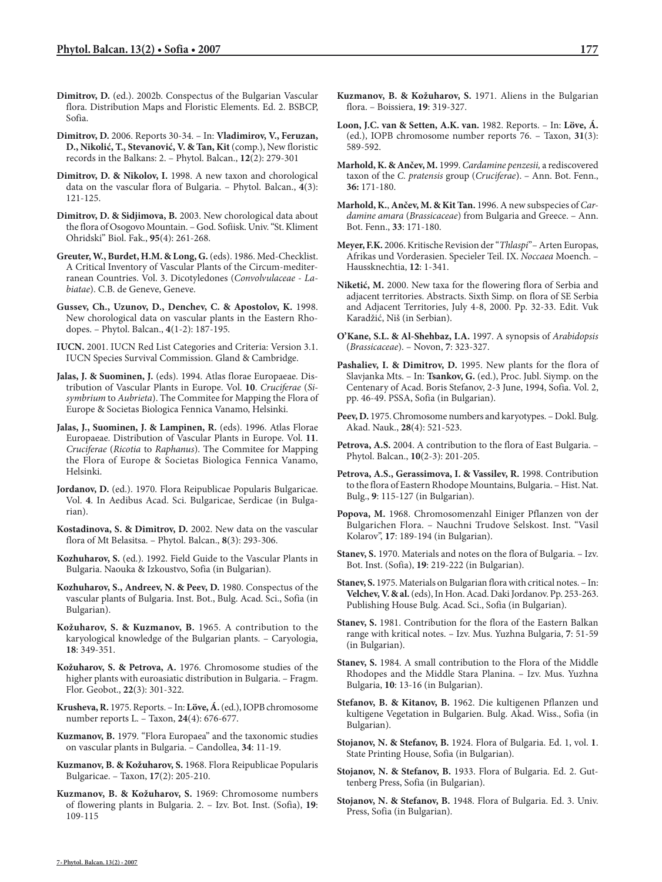**Dimitrov, D.** (ed.). 2002b. Conspectus of the Bulgarian Vascular flora. Distribution Maps and Floristic Elements. Ed. 2. BSBCP, Sofia.

**Dimitrov, D.** 2006. Reports 30-34. – In: **Vladimirov, V., Feruzan, D., Nikolić, T., Stevanović, V. & Tan, Kit** (comp.), New floristic records in the Balkans: 2. – Phytol. Balcan., **12**(2): 279-301

**Dimitrov, D. & Nikolov, I.** 1998. A new taxon and chorological data on the vascular flora of Bulgaria. – Phytol. Balcan., **4**(3): 121-125.

**Dimitrov, D. & Sidjimova, B.** 2003. New chorological data about the flora of Osogovo Mountain. – God. Sofiisk. Univ. "St. Kliment Ohridski" Biol. Fak., **95**(4): 261-268.

**Greuter, W., Burdet, H.M. & Long, G.** (eds). 1986. Med-Checklist. A Critical Inventory of Vascular Plants of the Circum-mediterranean Countries. Vol. 3. Dicotyledones (*Convolvulaceae* - *Labiatae*). C.B. de Geneve, Geneve.

**Gussev, Ch., Uzunov, D., Denchev, C. & Apostolov, K.** 1998. New chorological data on vascular plants in the Eastern Rhodopes. – Phytol. Balcan., **4**(1-2): 187-195.

**IUCN.** 2001. IUCN Red List Categories and Criteria: Version 3.1. IUCN Species Survival Commission. Gland & Cambridge.

**Jalas, J. & Suominen, J.** (eds). 1994. Atlas florae Europaeae. Distribution of Vascular Plants in Europe. Vol. **10**. *Cruciferae* (*Sisymbrium* to *Aubrieta*). The Commitee for Mapping the Flora of Europe & Societas Biologica Fennica Vanamo, Helsinki.

**Jalas, J., Suominen, J. & Lampinen, R.** (eds). 1996. Atlas Florae Europaeae. Distribution of Vascular Plants in Europe. Vol. **11**. *Cruciferae* (*Ricotia* to *Raphanus*). The Commitee for Mapping the Flora of Europe & Societas Biologica Fennica Vanamo, Helsinki.

**Jordanov, D.** (ed.). 1970. Flora Reipublicae Popularis Bulgaricae. Vol. **4**. In Aedibus Acad. Sci. Bulgaricae, Serdicae (in Bulgarian).

**Kostadinova, S. & Dimitrov, D.** 2002. New data on the vascular flora of Mt Belasitsa. – Phytol. Balcan., **8**(3): 293-306.

**Kozhuharov, S.** (ed.). 1992. Field Guide to the Vascular Plants in Bulgaria. Naouka & Izkoustvo, Sofia (in Bulgarian).

**Kozhuharov, S., Andreev, N. & Peev, D.** 1980. Conspectus of the vascular plants of Bulgaria. Inst. Bot., Bulg. Acad. Sci., Sofia (in Bulgarian).

**Kožuharov, S. & Kuzmanov, B.** 1965. A contribution to the karyological knowledge of the Bulgarian plants. – Caryologia, **18**: 349-351.

**Kožuharov, S. & Petrova, A.** 1976. Chromosome studies of the higher plants with euroasiatic distribution in Bulgaria. – Fragm. Flor. Geobot., **22**(3): 301-322.

**Krusheva, R.** 1975. Reports. – In: **Löve, Á.** (ed.), IOPB chromosome number reports L. – Taxon, **24**(4): 676-677.

**Kuzmanov, B.** 1979. "Flora Europaea" and the taxonomic studies on vascular plants in Bulgaria. – Candollea, **34**: 11-19.

**Kuzmanov, B. & Kožuharov, S.** 1968. Flora Reipublicae Popularis Bulgaricae. – Taxon, **17**(2): 205-210.

**Kuzmanov, B. & Kožuharov, S.** 1969: Chromosome numbers of flowering plants in Bulgaria. 2. – Izv. Bot. Inst. (Sofia), **19**: 109-115

**Kuzmanov, B. & Kožuharov, S.** 1971. Aliens in the Bulgarian flora. – Boissiera, **19**: 319-327.

**Loon, J.C. van & Setten, A.K. van.** 1982. Reports. – In: **Löve, Á.** (ed.), IOPB chromosome number reports 76. – Taxon, **31**(3): 589-592.

**Marhold, K. & Ančev, M.** 1999. *Cardamine penzesii,* a rediscovered taxon of the *C. pratensis* group (*Cruciferae*). – Ann. Bot. Fenn., **36:** 171-180.

**Marhold, K.**, **Ančev, M. & Kit Tan.** 1996. A new subspecies of *Cardamine amara* (*Brassicaceae*) from Bulgaria and Greece. – Ann. Bot. Fenn., **33**: 171-180.

**Meyer, F.K.** 2006. Kritische Revision der "*Thlaspi*"– Arten Europas, Afrikas und Vorderasien. Specieler Teil. IX. *Noccaea* Moench. – Haussknechtia, **12**: 1-341.

**Niketić, M.** 2000. New taxa for the flowering flora of Serbia and adjacent territories. Abstracts. Sixth Simp. on flora of SE Serbia and Adjacent Territories, July 4-8, 2000. Pp. 32-33. Edit. Vuk Karadžić, Niš (in Serbian).

**O'Kane, S.L. & Al-Shehbaz, I.A.** 1997. A synopsis of *Arabidopsis* (*Brassicaceae*). – Novon, **7**: 323-327.

**Pashaliev, I. & Dimitrov, D.** 1995. New plants for the flora of Slavjanka Mts. – In: **Tsankov, G.** (ed.), Proc. Jubl. Siymp. on the Centenary of Acad. Boris Stefanov, 2-3 June, 1994, Sofia. Vol. 2, pp. 46-49. PSSA, Sofia (in Bulgarian).

**Peev, D.** 1975. Chromosome numbers and karyotypes. – Dokl. Bulg. Akad. Nauk., **28**(4): 521-523.

**Petrova, A.S.** 2004. A contribution to the flora of East Bulgaria. – Phytol. Balcan., **10**(2-3): 201-205.

**Petrova, A.S., Gerassimova, I. & Vassilev, R.** 1998. Contribution to the flora of Eastern Rhodope Mountains, Bulgaria. – Hist. Nat. Bulg., **9**: 115-127 (in Bulgarian).

**Popova, M.** 1968. Chromosomenzahl Einiger Pflanzen von der Bulgarichen Flora. – Nauchni Trudove Selskost. Inst. "Vasil Kolarov", **17**: 189-194 (in Bulgarian).

**Stanev, S.** 1970. Materials and notes on the flora of Bulgaria. – Izv. Bot. Inst. (Sofia), **19**: 219-222 (in Bulgarian).

**Stanev, S.** 1975. Materials on Bulgarian flora with critical notes. – In: **Velchev, V. & al.** (eds), In Hon. Acad. Daki Jordanov. Pp. 253-263. Publishing House Bulg. Acad. Sci., Sofia (in Bulgarian).

**Stanev, S.** 1981. Contribution for the flora of the Eastern Balkan range with kritical notes. – Izv. Mus. Yuzhna Bulgaria, **7**: 51-59 (in Bulgarian).

**Stanev, S.** 1984. A small contribution to the Flora of the Middle Rhodopes and the Middle Stara Planina. – Izv. Mus. Yuzhna Bulgaria, **10**: 13-16 (in Bulgarian).

**Stefanov, B. & Kitanov, B.** 1962. Die kultigenen Pflanzen und kultigene Vegetation in Bulgarien. Bulg. Akad. Wiss., Sofia (in Bulgarian).

**Stojanov, N. & Stefanov, B.** 1924. Flora of Bulgaria. Ed. 1, vol. **1**. State Printing House, Sofia (in Bulgarian).

**Stojanov, N. & Stefanov, B.** 1933. Flora of Bulgaria. Ed. 2. Guttenberg Press, Sofia (in Bulgarian).

**Stojanov, N. & Stefanov, B.** 1948. Flora of Bulgaria. Ed. 3. Univ. Press, Sofia (in Bulgarian).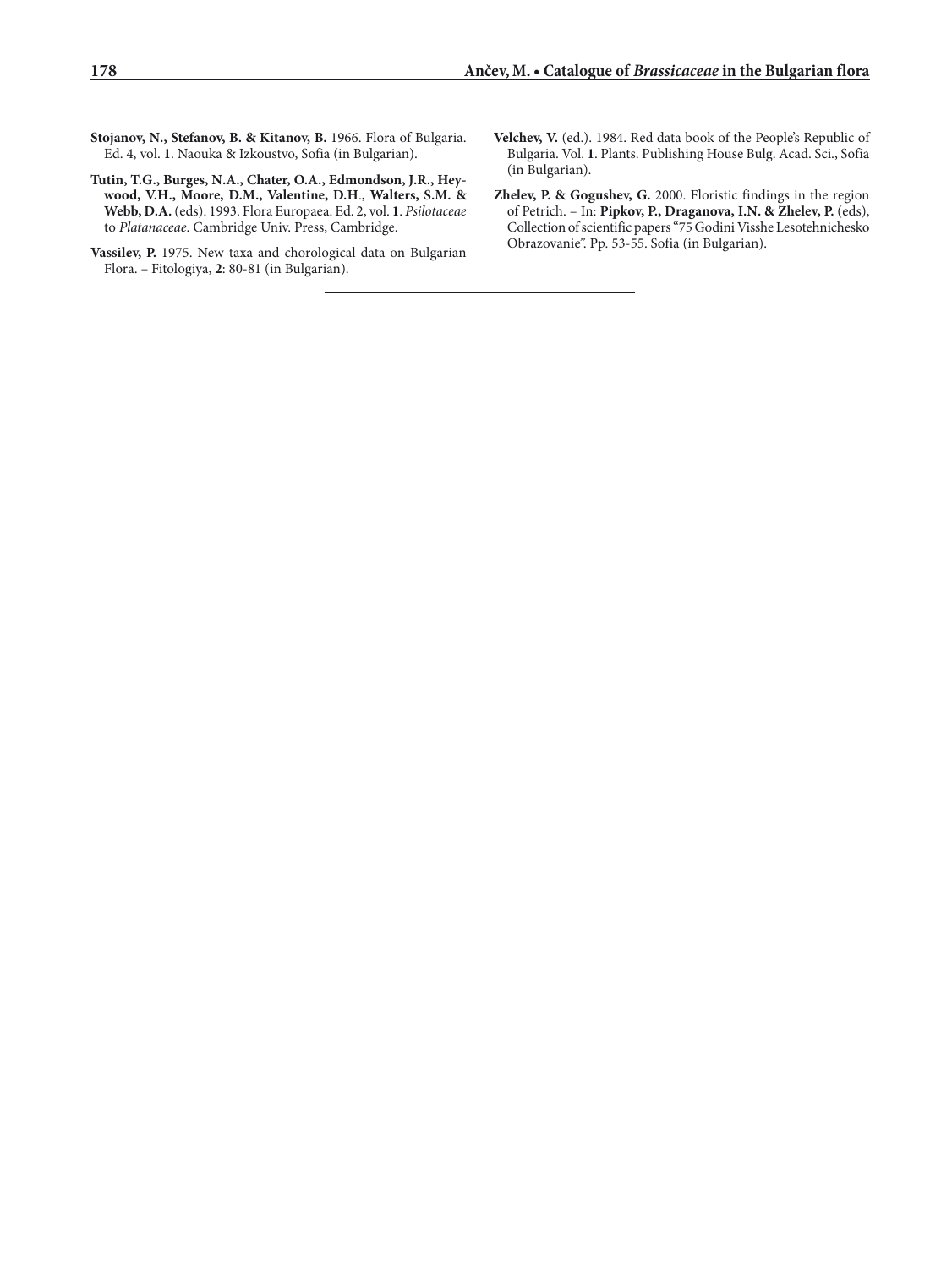**Stojanov, N., Stefanov, B. & Kitanov, B.** 1966. Flora of Bulgaria. Ed. 4, vol. **1**. Naouka & Izkoustvo, Sofia (in Bulgarian).

**Tutin, T.G., Burges, N.A., Chater, O.A., Edmondson, J.R., Heywood, V.H., Moore, D.M., Valentine, D.H**., **Walters, S.M. & Webb, D.A.** (eds). 1993. Flora Europaea. Ed. 2, vol. **1**. *Psilotaceae* to *Platanaceae*. Cambridge Univ. Press, Cambridge.

**Vassilev, P.** 1975. New taxa and chorological data on Bulgarian Flora. – Fitologiya, **2**: 80-81 (in Bulgarian).

**Velchev, V.** (ed.). 1984. Red data book of the People's Republic of Bulgaria. Vol. **1**. Plants. Publishing House Bulg. Acad. Sci., Sofia (in Bulgarian).

**Zhelev, P. & Gogushev, G.** 2000. Floristic findings in the region of Petrich. – In: **Pipkov, P., Draganova, I.N. & Zhelev, P.** (eds), Collection of scientific papers "75 Godini Visshe Lesotehnichesko Obrazovanie". Pp. 53-55. Sofia (in Bulgarian).